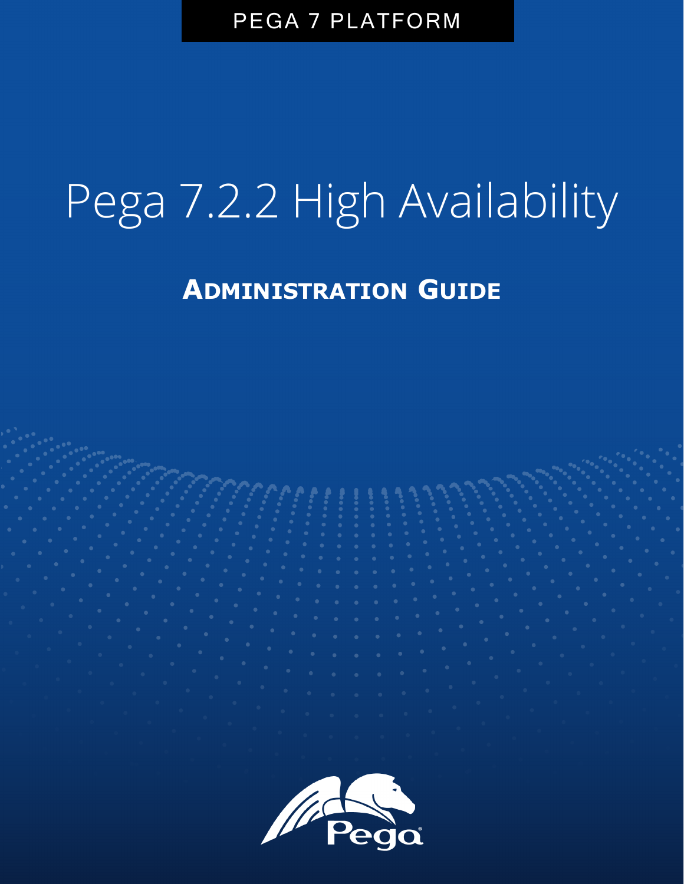PEGA 7 PLATFORM

# Pega 7.2.2 High Availability

## ADMINISTRATION GUIDE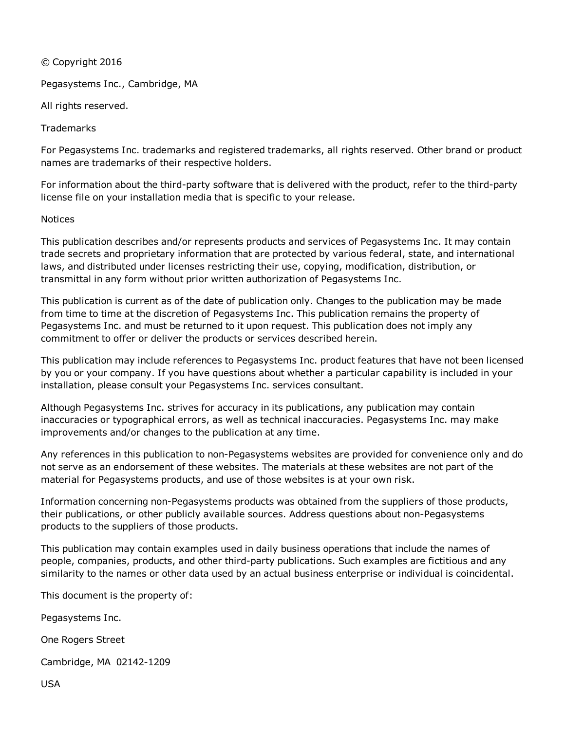© Copyright 2016

Pegasystems Inc., Cambridge, MA

All rights reserved.

Trademarks

For Pegasystems Inc. trademarks and registered trademarks, all rights reserved. Other brand or product names are trademarks of their respective holders.

For information about the third-party software that is delivered with the product, refer to the third-party license file on your installation media that is specific to your release.

Notices

This publication describes and/or represents products and services of Pegasystems Inc. It may contain trade secrets and proprietary information that are protected by various federal, state, and international laws, and distributed under licenses restricting their use, copying, modification, distribution, or transmittal in any form without prior written authorization of Pegasystems Inc.

This publication is current as of the date of publication only. Changes to the publication may be made from time to time at the discretion of Pegasystems Inc. This publication remains the property of Pegasystems Inc. and must be returned to it upon request. This publication does not imply any commitment to offer or deliver the products or services described herein.

This publication may include references to Pegasystems Inc. product features that have not been licensed by you or your company. If you have questions about whether a particular capability is included in your installation, please consult your Pegasystems Inc. services consultant.

Although Pegasystems Inc. strives for accuracy in its publications, any publication may contain inaccuracies or typographical errors, as well as technical inaccuracies. Pegasystems Inc. may make improvements and/or changes to the publication at any time.

Any references in this publication to non-Pegasystems websites are provided for convenience only and do not serve as an endorsement of these websites. The materials at these websites are not part of the material for Pegasystems products, and use of those websites is at your own risk.

Information concerning non-Pegasystems products was obtained from the suppliers of those products, their publications, or other publicly available sources. Address questions about non-Pegasystems products to the suppliers of those products.

This publication may contain examples used in daily business operations that include the names of people, companies, products, and other third-party publications. Such examples are fictitious and any similarity to the names or other data used by an actual business enterprise or individual is coincidental.

This document is the property of:

Pegasystems Inc.

One Rogers Street

Cambridge, MA 02142-1209

USA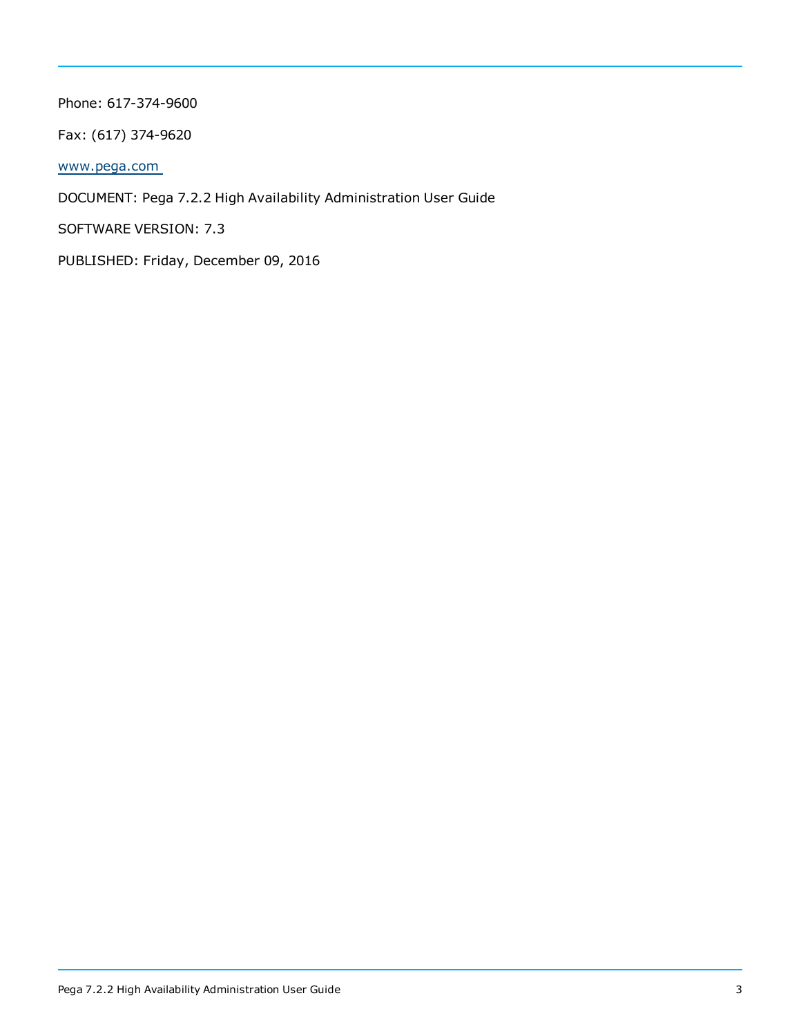Phone: 617-374-9600

Fax: (617) 374-9620

www.pega.com

DOCUMENT: Pega 7.2.2 High Availability Administration User Guide

SOFTWARE VERSION: 7.3

PUBLISHED: Friday, December 09, 2016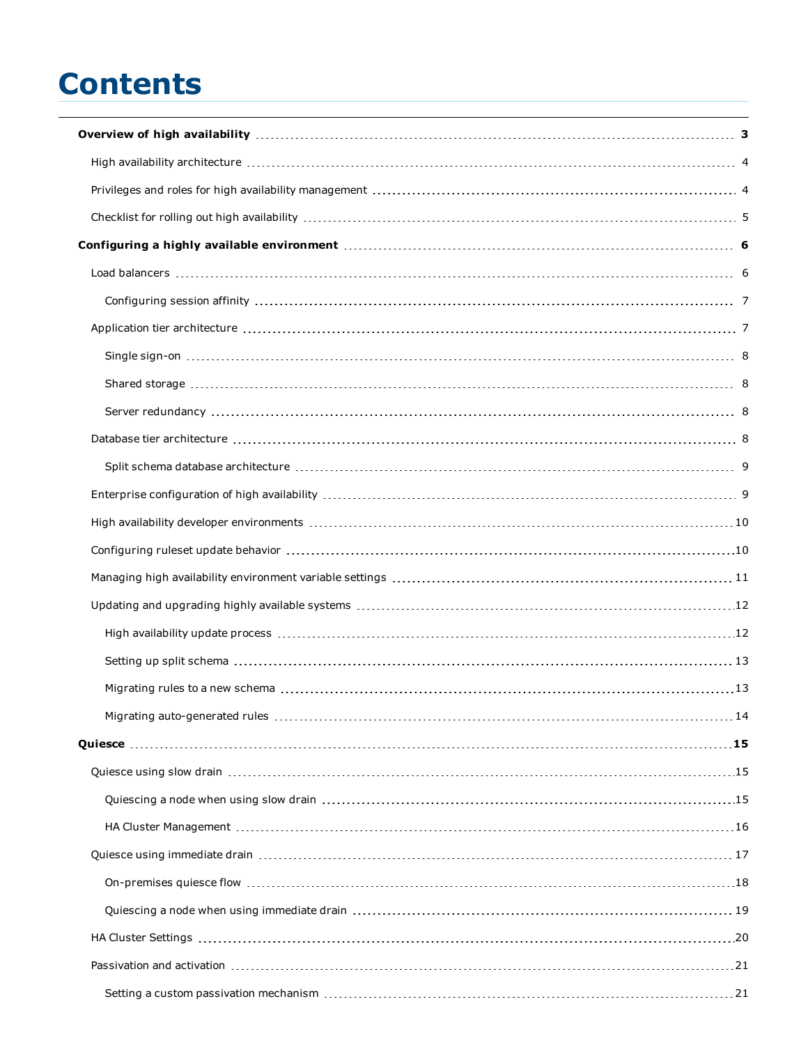# Contents

- **Overview of high availability** 3
  - High availability architecture 4
  - Privileges and roles for high availability management 4
  - Checklist for rolling out high availability 5
- **Configuring a highly available environment** 6
  - Load balancers 6
    - Configuring session affinity 7
  - Application tier architecture 7
    - Single sign-on 8
    - Shared storage 8
    - Server redundancy 8
  - Database tier architecture 8
    - Split schema database architecture 9
  - Enterprise configuration of high availability 9
  - High availability developer environments 10
  - Configuring ruleset update behavior 10
  - Managing high availability environment variable settings 11
  - Updating and upgrading highly available systems 12
    - High availability update process 12
    - Setting up split schema 13
    - Migrating rules to a new schema 13
    - Migrating auto-generated rules 14
- **Quiesce** 15
  - Quiesce using slow drain 15
    - Quiescing a node when using slow drain 15
    - HA Cluster Management 16
  - Quiesce using immediate drain 17
    - On-premises quiesce flow 18
    - Quiescing a node when using immediate drain 19
  - HA Cluster Settings 20
  - Passivation and activation 21
    - Setting a custom passivation mechanism 21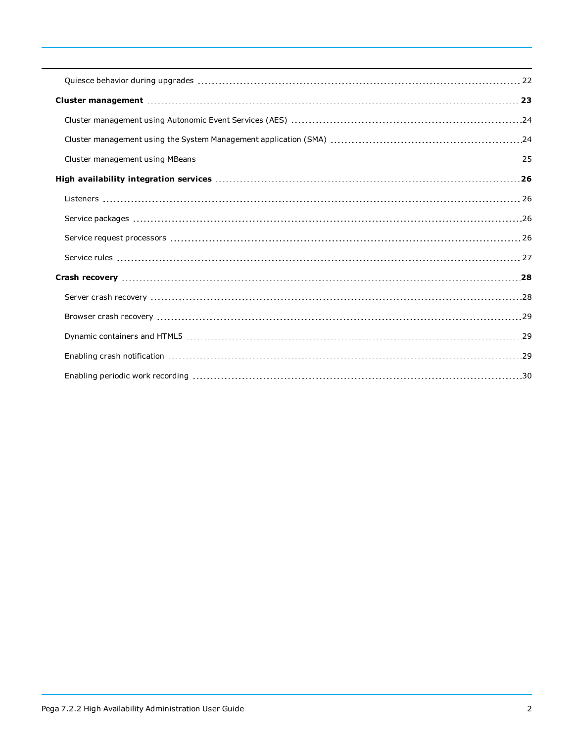Quiesce behavior during upgrades 22

**Cluster management 23**

Cluster management using Autonomic Event Services (AES) 24

Cluster management using the System Management application (SMA) 24

Cluster management using MBeans 25

**High availability integration services 26**

Listeners 26

Service packages 26

Service request processors 26

Service rules 27

**Crash recovery 28**

Server crash recovery 28

Browser crash recovery 29

Dynamic containers and HTML5 29

Enabling crash notification 29

Enabling periodic work recording 30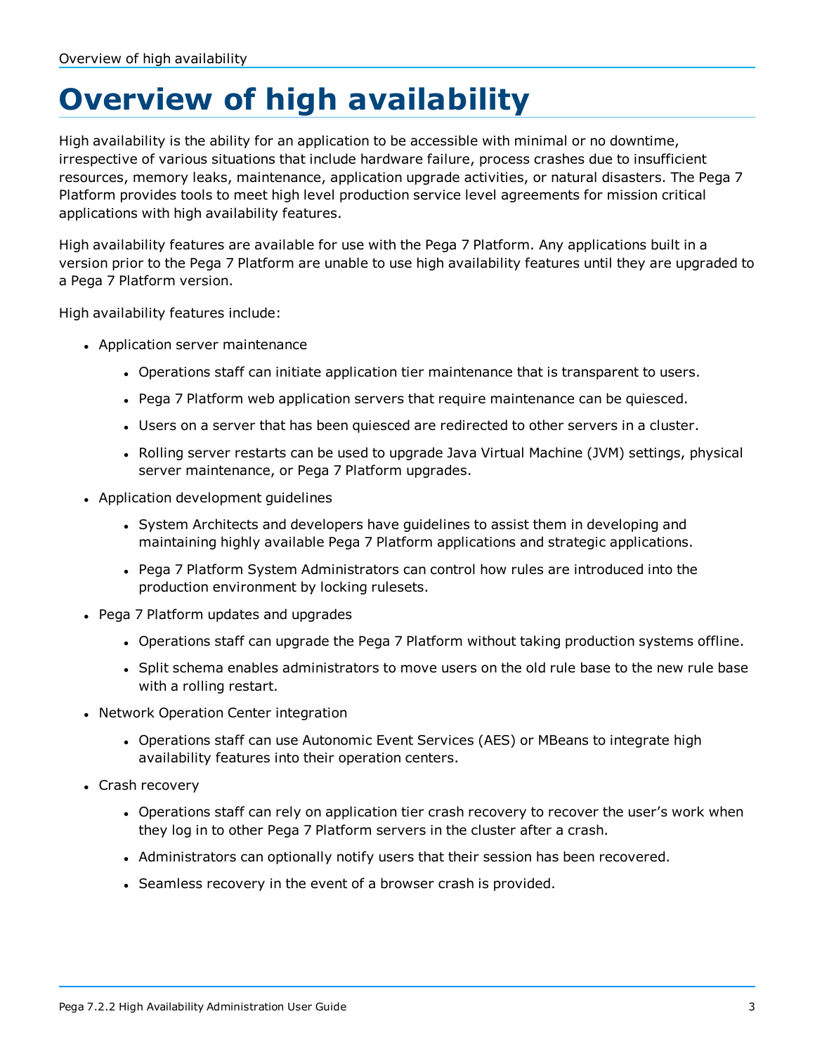# Overview of high availability

High availability is the ability for an application to be accessible with minimal or no downtime, irrespective of various situations that include hardware failure, process crashes due to insufficient resources, memory leaks, maintenance, application upgrade activities, or natural disasters. The Pega 7 Platform provides tools to meet high level production service level agreements for mission critical applications with high availability features.

High availability features are available for use with the Pega 7 Platform. Any applications built in a version prior to the Pega 7 Platform are unable to use high availability features until they are upgraded to a Pega 7 Platform version.

High availability features include:

- Application server maintenance
  - Operations staff can initiate application tier maintenance that is transparent to users.
  - Pega 7 Platform web application servers that require maintenance can be quiesced.
  - Users on a server that has been quiesced are redirected to other servers in a cluster.
  - Rolling server restarts can be used to upgrade Java Virtual Machine (JVM) settings, physical server maintenance, or Pega 7 Platform upgrades.
- Application development guidelines
  - System Architects and developers have guidelines to assist them in developing and maintaining highly available Pega 7 Platform applications and strategic applications.
  - Pega 7 Platform System Administrators can control how rules are introduced into the production environment by locking rulesets.
- Pega 7 Platform updates and upgrades
  - Operations staff can upgrade the Pega 7 Platform without taking production systems offline.
  - Split schema enables administrators to move users on the old rule base to the new rule base with a rolling restart.
- Network Operation Center integration
  - Operations staff can use Autonomic Event Services (AES) or MBeans to integrate high availability features into their operation centers.
- Crash recovery
  - Operations staff can rely on application tier crash recovery to recover the user's work when they log in to other Pega 7 Platform servers in the cluster after a crash.
  - Administrators can optionally notify users that their session has been recovered.
  - Seamless recovery in the event of a browser crash is provided.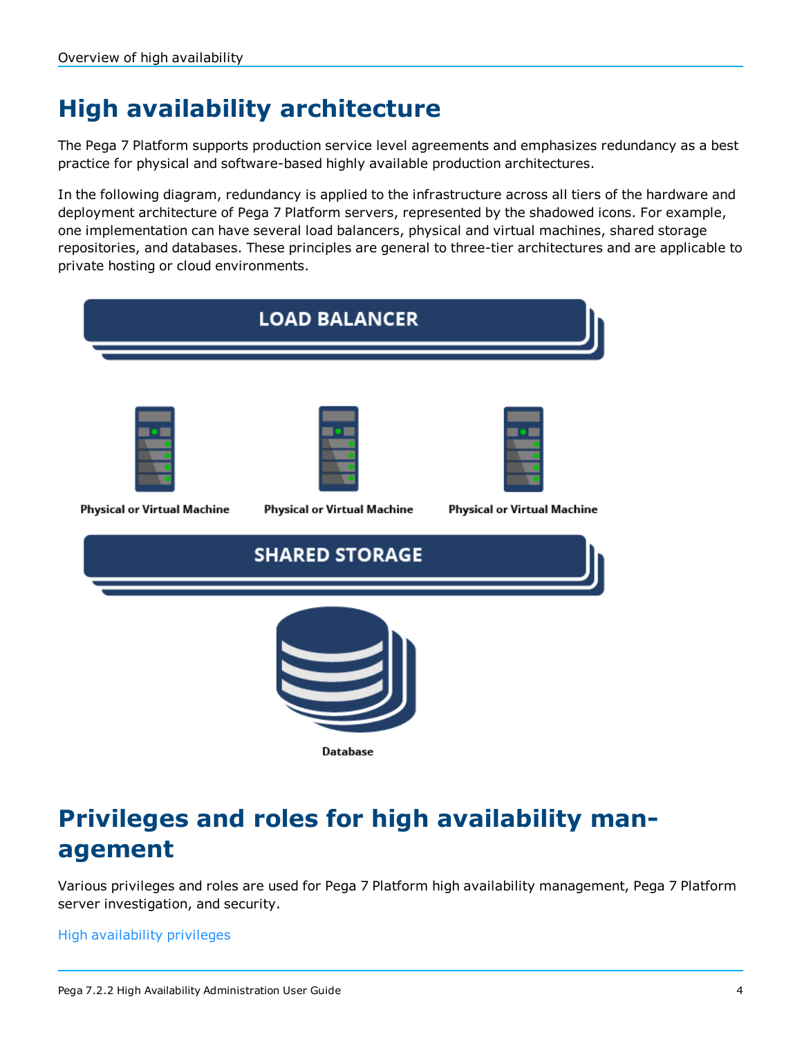# High availability architecture

The Pega 7 Platform supports production service level agreements and emphasizes redundancy as a best practice for physical and software-based highly available production architectures.

In the following diagram, redundancy is applied to the infrastructure across all tiers of the hardware and deployment architecture of Pega 7 Platform servers, represented by the shadowed icons. For example, one implementation can have several load balancers, physical and virtual machines, shared storage repositories, and databases. These principles are general to three-tier architectures and are applicable to private hosting or cloud environments.

LOAD BALANCER

Physical or Virtual Machine

Physical or Virtual Machine

Physical or Virtual Machine

SHARED STORAGE

Database

# Privileges and roles for high availability management

Various privileges and roles are used for Pega 7 Platform high availability management, Pega 7 Platform server investigation, and security.

High availability privileges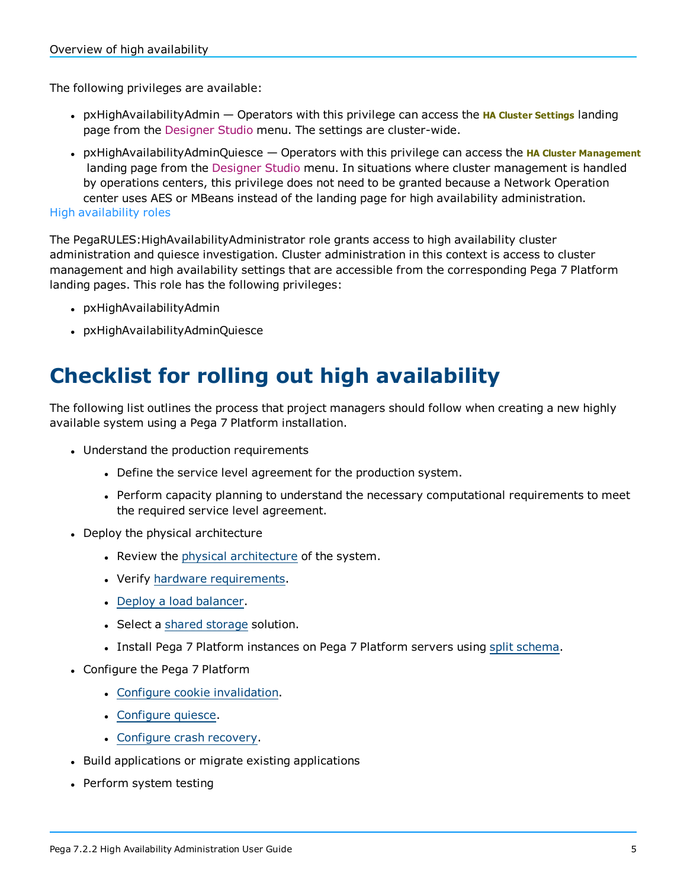The following privileges are available:

- pxHighAvailabilityAdmin — Operators with this privilege can access the **HA Cluster Settings** landing page from the Designer Studio menu. The settings are cluster-wide.
- pxHighAvailabilityAdminQuiesce — Operators with this privilege can access the **HA Cluster Management** landing page from the Designer Studio menu. In situations where cluster management is handled by operations centers, this privilege does not need to be granted because a Network Operation center uses AES or MBeans instead of the landing page for high availability administration.

### High availability roles

The PegaRULES:HighAvailabilityAdministrator role grants access to high availability cluster administration and quiesce investigation. Cluster administration in this context is access to cluster management and high availability settings that are accessible from the corresponding Pega 7 Platform landing pages. This role has the following privileges:

- pxHighAvailabilityAdmin
- pxHighAvailabilityAdminQuiesce

# Checklist for rolling out high availability

The following list outlines the process that project managers should follow when creating a new highly available system using a Pega 7 Platform installation.

- Understand the production requirements
  - Define the service level agreement for the production system.
  - Perform capacity planning to understand the necessary computational requirements to meet the required service level agreement.
- Deploy the physical architecture
  - Review the physical architecture of the system.
  - Verify hardware requirements.
  - Deploy a load balancer.
  - Select a shared storage solution.
  - Install Pega 7 Platform instances on Pega 7 Platform servers using split schema.
- Configure the Pega 7 Platform
  - Configure cookie invalidation.
  - Configure quiesce.
  - Configure crash recovery.
- Build applications or migrate existing applications
- Perform system testing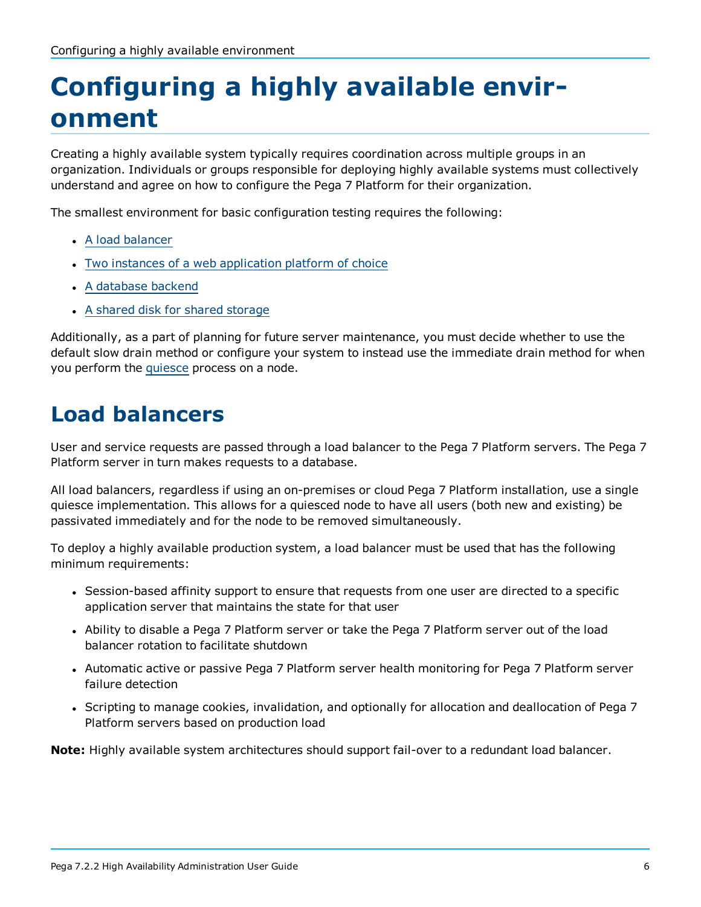# Configuring a highly available environment

Creating a highly available system typically requires coordination across multiple groups in an organization. Individuals or groups responsible for deploying highly available systems must collectively understand and agree on how to configure the Pega 7 Platform for their organization.

The smallest environment for basic configuration testing requires the following:

- A load balancer
- Two instances of a web application platform of choice
- A database backend
- A shared disk for shared storage

Additionally, as a part of planning for future server maintenance, you must decide whether to use the default slow drain method or configure your system to instead use the immediate drain method for when you perform the quiesce process on a node.

## Load balancers

User and service requests are passed through a load balancer to the Pega 7 Platform servers. The Pega 7 Platform server in turn makes requests to a database.

All load balancers, regardless if using an on-premises or cloud Pega 7 Platform installation, use a single quiesce implementation. This allows for a quiesced node to have all users (both new and existing) be passivated immediately and for the node to be removed simultaneously.

To deploy a highly available production system, a load balancer must be used that has the following minimum requirements:

- Session-based affinity support to ensure that requests from one user are directed to a specific application server that maintains the state for that user
- Ability to disable a Pega 7 Platform server or take the Pega 7 Platform server out of the load balancer rotation to facilitate shutdown
- Automatic active or passive Pega 7 Platform server health monitoring for Pega 7 Platform server failure detection
- Scripting to manage cookies, invalidation, and optionally for allocation and deallocation of Pega 7 Platform servers based on production load

**Note:** Highly available system architectures should support fail-over to a redundant load balancer.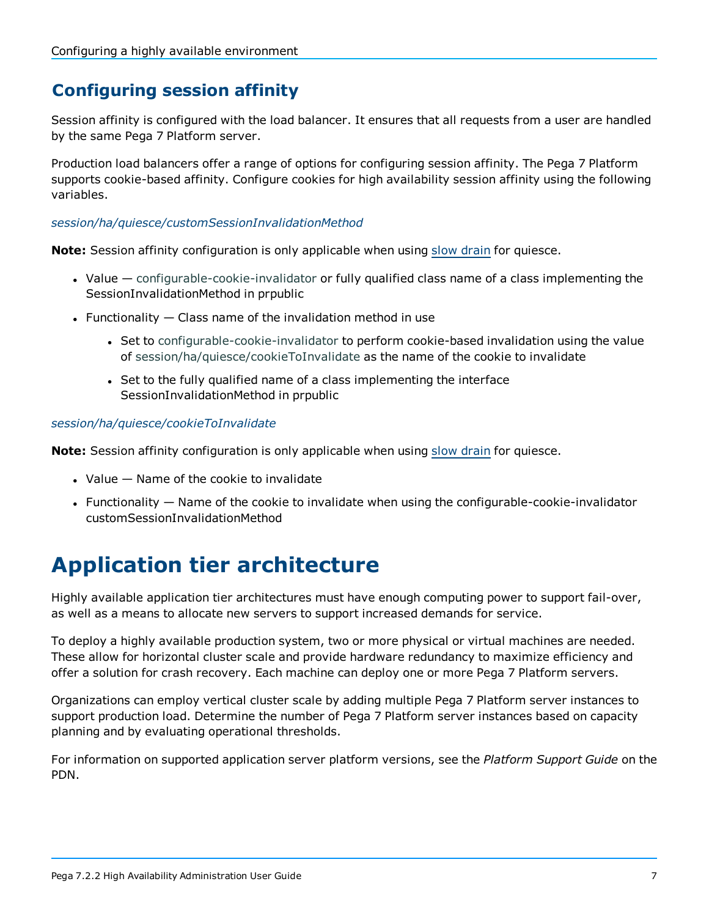## Configuring session affinity

Session affinity is configured with the load balancer. It ensures that all requests from a user are handled by the same Pega 7 Platform server.

Production load balancers offer a range of options for configuring session affinity. The Pega 7 Platform supports cookie-based affinity. Configure cookies for high availability session affinity using the following variables.

*session/ha/quiesce/customSessionInvalidationMethod*

**Note:** Session affinity configuration is only applicable when using slow drain for quiesce.

- Value — configurable-cookie-invalidator or fully qualified class name of a class implementing the SessionInvalidationMethod in prpublic
- Functionality — Class name of the invalidation method in use
  - Set to configurable-cookie-invalidator to perform cookie-based invalidation using the value of session/ha/quiesce/cookieToInvalidate as the name of the cookie to invalidate
  - Set to the fully qualified name of a class implementing the interface SessionInvalidationMethod in prpublic

*session/ha/quiesce/cookieToInvalidate*

**Note:** Session affinity configuration is only applicable when using slow drain for quiesce.

- Value — Name of the cookie to invalidate
- Functionality — Name of the cookie to invalidate when using the configurable-cookie-invalidator customSessionInvalidationMethod

# Application tier architecture

Highly available application tier architectures must have enough computing power to support fail-over, as well as a means to allocate new servers to support increased demands for service.

To deploy a highly available production system, two or more physical or virtual machines are needed. These allow for horizontal cluster scale and provide hardware redundancy to maximize efficiency and offer a solution for crash recovery. Each machine can deploy one or more Pega 7 Platform servers.

Organizations can employ vertical cluster scale by adding multiple Pega 7 Platform server instances to support production load. Determine the number of Pega 7 Platform server instances based on capacity planning and by evaluating operational thresholds.

For information on supported application server platform versions, see the *Platform Support Guide* on the PDN.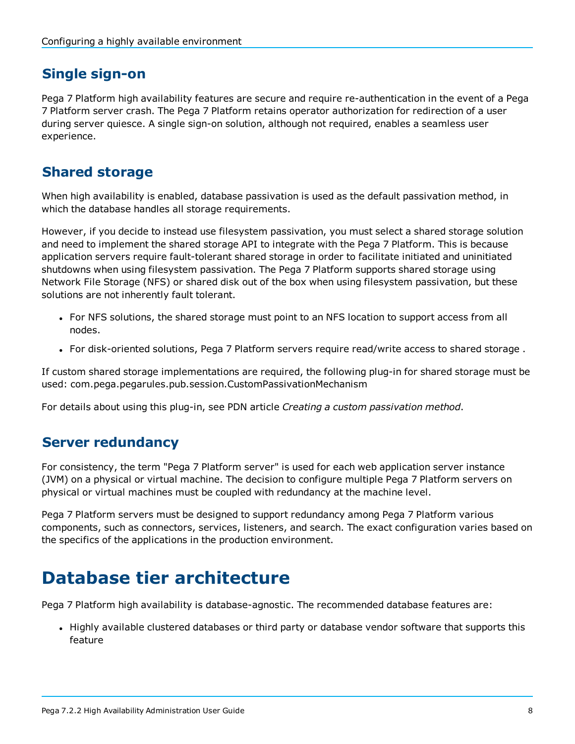## Single sign-on

Pega 7 Platform high availability features are secure and require re-authentication in the event of a Pega 7 Platform server crash. The Pega 7 Platform retains operator authorization for redirection of a user during server quiesce. A single sign-on solution, although not required, enables a seamless user experience.

## Shared storage

When high availability is enabled, database passivation is used as the default passivation method, in which the database handles all storage requirements.

However, if you decide to instead use filesystem passivation, you must select a shared storage solution and need to implement the shared storage API to integrate with the Pega 7 Platform. This is because application servers require fault-tolerant shared storage in order to facilitate initiated and uninitiated shutdowns when using filesystem passivation. The Pega 7 Platform supports shared storage using Network File Storage (NFS) or shared disk out of the box when using filesystem passivation, but these solutions are not inherently fault tolerant.

- For NFS solutions, the shared storage must point to an NFS location to support access from all nodes.
- For disk-oriented solutions, Pega 7 Platform servers require read/write access to shared storage .

If custom shared storage implementations are required, the following plug-in for shared storage must be used: com.pega.pegarules.pub.session.CustomPassivationMechanism

For details about using this plug-in, see PDN article *Creating a custom passivation method*.

## Server redundancy

For consistency, the term "Pega 7 Platform server" is used for each web application server instance (JVM) on a physical or virtual machine. The decision to configure multiple Pega 7 Platform servers on physical or virtual machines must be coupled with redundancy at the machine level.

Pega 7 Platform servers must be designed to support redundancy among Pega 7 Platform various components, such as connectors, services, listeners, and search. The exact configuration varies based on the specifics of the applications in the production environment.

# Database tier architecture

Pega 7 Platform high availability is database-agnostic. The recommended database features are:

- Highly available clustered databases or third party or database vendor software that supports this feature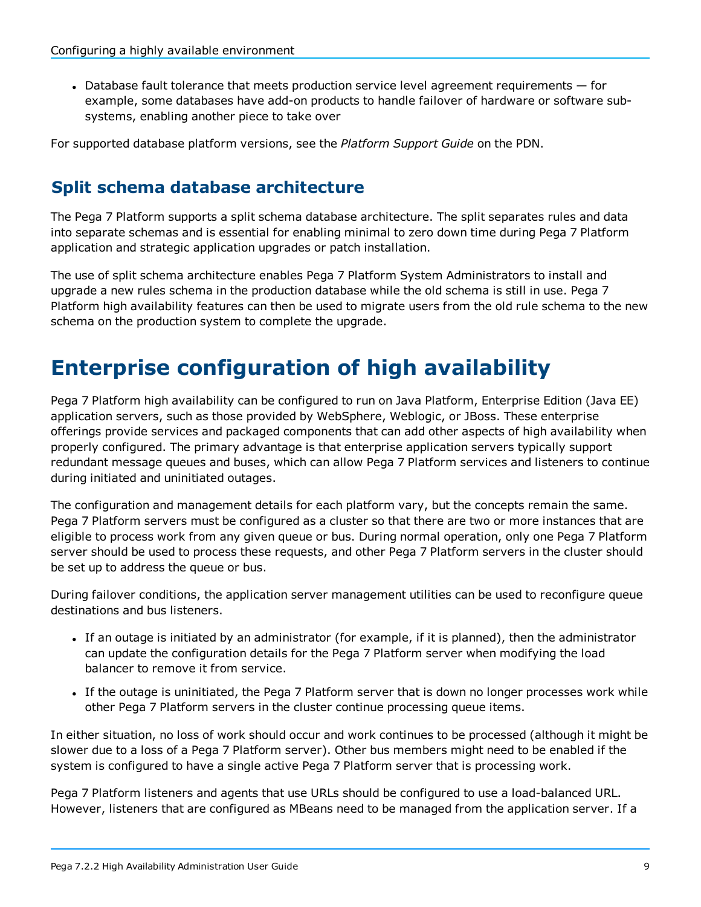- Database fault tolerance that meets production service level agreement requirements — for example, some databases have add-on products to handle failover of hardware or software sub-systems, enabling another piece to take over

For supported database platform versions, see the *Platform Support Guide* on the PDN.

## Split schema database architecture

The Pega 7 Platform supports a split schema database architecture. The split separates rules and data into separate schemas and is essential for enabling minimal to zero down time during Pega 7 Platform application and strategic application upgrades or patch installation.

The use of split schema architecture enables Pega 7 Platform System Administrators to install and upgrade a new rules schema in the production database while the old schema is still in use. Pega 7 Platform high availability features can then be used to migrate users from the old rule schema to the new schema on the production system to complete the upgrade.

# Enterprise configuration of high availability

Pega 7 Platform high availability can be configured to run on Java Platform, Enterprise Edition (Java EE) application servers, such as those provided by WebSphere, Weblogic, or JBoss. These enterprise offerings provide services and packaged components that can add other aspects of high availability when properly configured. The primary advantage is that enterprise application servers typically support redundant message queues and buses, which can allow Pega 7 Platform services and listeners to continue during initiated and uninitiated outages.

The configuration and management details for each platform vary, but the concepts remain the same. Pega 7 Platform servers must be configured as a cluster so that there are two or more instances that are eligible to process work from any given queue or bus. During normal operation, only one Pega 7 Platform server should be used to process these requests, and other Pega 7 Platform servers in the cluster should be set up to address the queue or bus.

During failover conditions, the application server management utilities can be used to reconfigure queue destinations and bus listeners.

- If an outage is initiated by an administrator (for example, if it is planned), then the administrator can update the configuration details for the Pega 7 Platform server when modifying the load balancer to remove it from service.
- If the outage is uninitiated, the Pega 7 Platform server that is down no longer processes work while other Pega 7 Platform servers in the cluster continue processing queue items.

In either situation, no loss of work should occur and work continues to be processed (although it might be slower due to a loss of a Pega 7 Platform server). Other bus members might need to be enabled if the system is configured to have a single active Pega 7 Platform server that is processing work.

Pega 7 Platform listeners and agents that use URLs should be configured to use a load-balanced URL. However, listeners that are configured as MBeans need to be managed from the application server. If a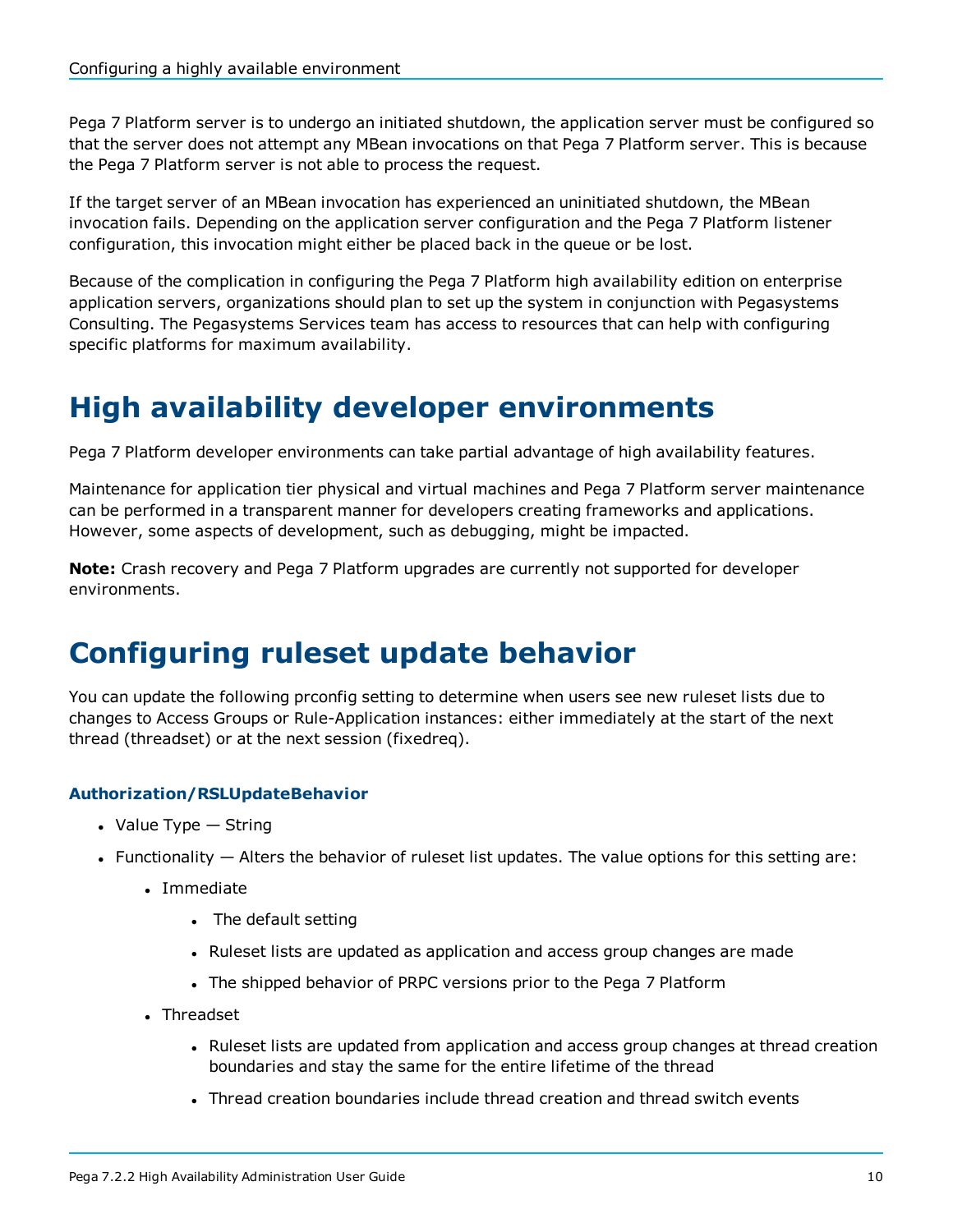Pega 7 Platform server is to undergo an initiated shutdown, the application server must be configured so that the server does not attempt any MBean invocations on that Pega 7 Platform server. This is because the Pega 7 Platform server is not able to process the request.

If the target server of an MBean invocation has experienced an uninitiated shutdown, the MBean invocation fails. Depending on the application server configuration and the Pega 7 Platform listener configuration, this invocation might either be placed back in the queue or be lost.

Because of the complication in configuring the Pega 7 Platform high availability edition on enterprise application servers, organizations should plan to set up the system in conjunction with Pegasystems Consulting. The Pegasystems Services team has access to resources that can help with configuring specific platforms for maximum availability.

# High availability developer environments

Pega 7 Platform developer environments can take partial advantage of high availability features.

Maintenance for application tier physical and virtual machines and Pega 7 Platform server maintenance can be performed in a transparent manner for developers creating frameworks and applications. However, some aspects of development, such as debugging, might be impacted.

**Note:** Crash recovery and Pega 7 Platform upgrades are currently not supported for developer environments.

# Configuring ruleset update behavior

You can update the following prconfig setting to determine when users see new ruleset lists due to changes to Access Groups or Rule-Application instances: either immediately at the start of the next thread (threadset) or at the next session (fixedreq).

### Authorization/RSLUpdateBehavior

- Value Type — String
- Functionality — Alters the behavior of ruleset list updates. The value options for this setting are:
  - Immediate
    - The default setting
    - Ruleset lists are updated as application and access group changes are made
    - The shipped behavior of PRPC versions prior to the Pega 7 Platform
  - Threadset
    - Ruleset lists are updated from application and access group changes at thread creation boundaries and stay the same for the entire lifetime of the thread
    - Thread creation boundaries include thread creation and thread switch events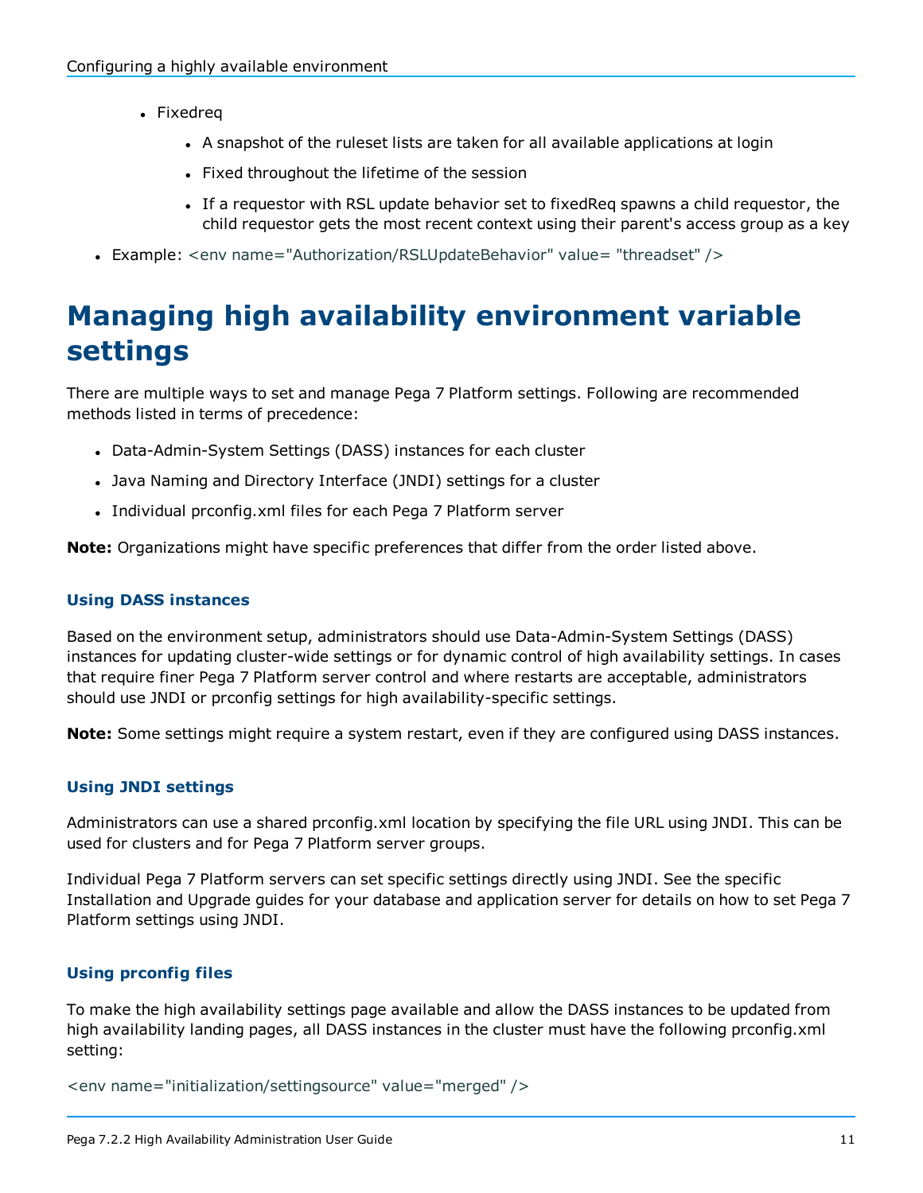- Fixedreq
    - A snapshot of the ruleset lists are taken for all available applications at login
    - Fixed throughout the lifetime of the session
    - If a requestor with RSL update behavior set to fixedReq spawns a child requestor, the child requestor gets the most recent context using their parent's access group as a key
- Example: `<env name="Authorization/RSLUpdateBehavior" value= "threadset" />`

# Managing high availability environment variable settings

There are multiple ways to set and manage Pega 7 Platform settings. Following are recommended methods listed in terms of precedence:

- Data-Admin-System Settings (DASS) instances for each cluster
- Java Naming and Directory Interface (JNDI) settings for a cluster
- Individual prconfig.xml files for each Pega 7 Platform server

**Note:** Organizations might have specific preferences that differ from the order listed above.

### Using DASS instances

Based on the environment setup, administrators should use Data-Admin-System Settings (DASS) instances for updating cluster-wide settings or for dynamic control of high availability settings. In cases that require finer Pega 7 Platform server control and where restarts are acceptable, administrators should use JNDI or prconfig settings for high availability-specific settings.

**Note:** Some settings might require a system restart, even if they are configured using DASS instances.

### Using JNDI settings

Administrators can use a shared prconfig.xml location by specifying the file URL using JNDI. This can be used for clusters and for Pega 7 Platform server groups.

Individual Pega 7 Platform servers can set specific settings directly using JNDI. See the specific Installation and Upgrade guides for your database and application server for details on how to set Pega 7 Platform settings using JNDI.

### Using prconfig files

To make the high availability settings page available and allow the DASS instances to be updated from high availability landing pages, all DASS instances in the cluster must have the following prconfig.xml setting:

```
<env name="initialization/settingsource" value="merged" />
```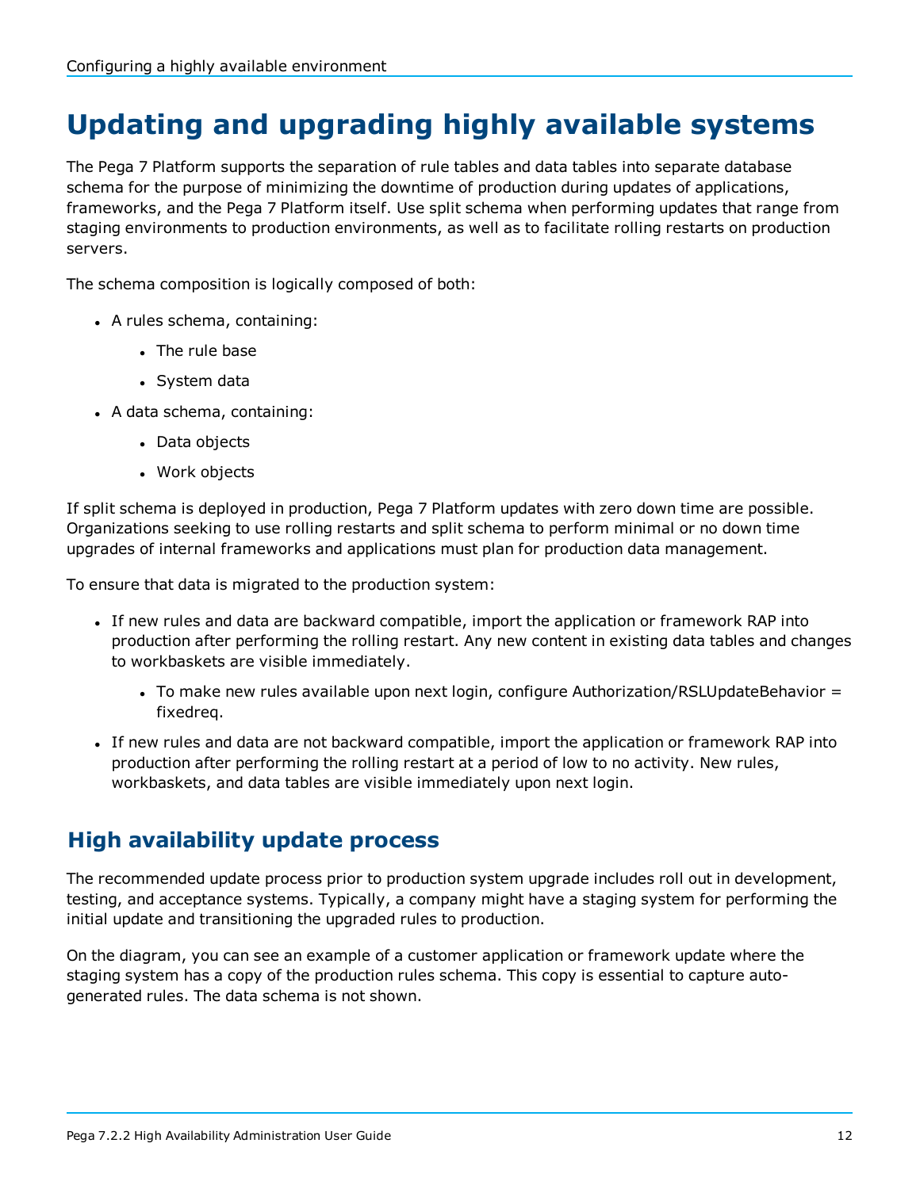# Updating and upgrading highly available systems

The Pega 7 Platform supports the separation of rule tables and data tables into separate database schema for the purpose of minimizing the downtime of production during updates of applications, frameworks, and the Pega 7 Platform itself. Use split schema when performing updates that range from staging environments to production environments, as well as to facilitate rolling restarts on production servers.

The schema composition is logically composed of both:

- A rules schema, containing:
  - The rule base
  - System data
- A data schema, containing:
  - Data objects
  - Work objects

If split schema is deployed in production, Pega 7 Platform updates with zero down time are possible. Organizations seeking to use rolling restarts and split schema to perform minimal or no down time upgrades of internal frameworks and applications must plan for production data management.

To ensure that data is migrated to the production system:

- If new rules and data are backward compatible, import the application or framework RAP into production after performing the rolling restart. Any new content in existing data tables and changes to workbaskets are visible immediately.
  - To make new rules available upon next login, configure Authorization/RSLUpdateBehavior = fixedreq.
- If new rules and data are not backward compatible, import the application or framework RAP into production after performing the rolling restart at a period of low to no activity. New rules, workbaskets, and data tables are visible immediately upon next login.

## High availability update process

The recommended update process prior to production system upgrade includes roll out in development, testing, and acceptance systems. Typically, a company might have a staging system for performing the initial update and transitioning the upgraded rules to production.

On the diagram, you can see an example of a customer application or framework update where the staging system has a copy of the production rules schema. This copy is essential to capture auto-generated rules. The data schema is not shown.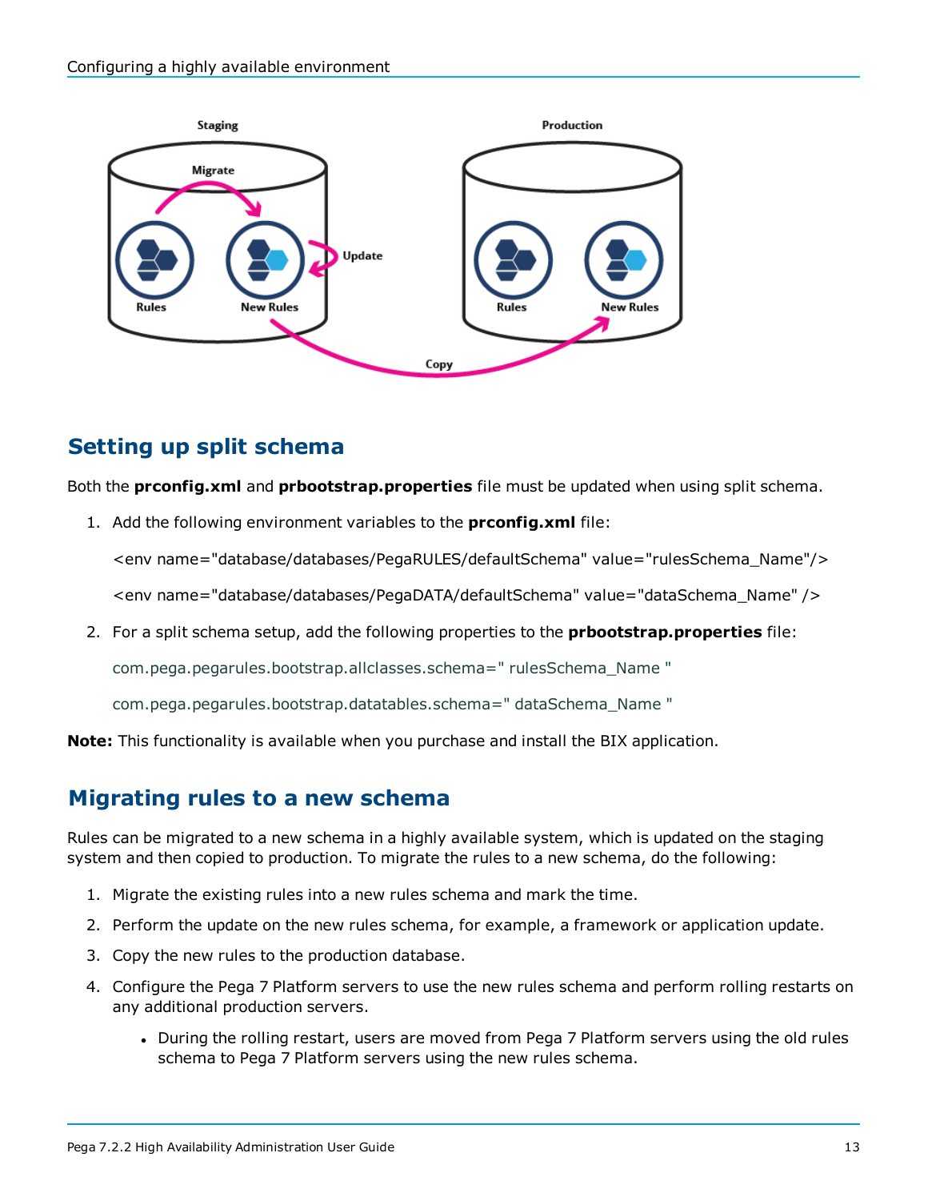## Setting up split schema

Both the **prconfig.xml** and **prbootstrap.properties** file must be updated when using split schema.

1. Add the following environment variables to the **prconfig.xml** file:

   <env name="database/databases/PegaRULES/defaultSchema" value="rulesSchema_Name"/>

   <env name="database/databases/PegaDATA/defaultSchema" value="dataSchema_Name" />

2. For a split schema setup, add the following properties to the **prbootstrap.properties** file:

   com.pega.pegarules.bootstrap.allclasses.schema=" rulesSchema_Name "

   com.pega.pegarules.bootstrap.datatables.schema=" dataSchema_Name "

**Note:** This functionality is available when you purchase and install the BIX application.

## Migrating rules to a new schema

Rules can be migrated to a new schema in a highly available system, which is updated on the staging system and then copied to production. To migrate the rules to a new schema, do the following:

1. Migrate the existing rules into a new rules schema and mark the time.
2. Perform the update on the new rules schema, for example, a framework or application update.
3. Copy the new rules to the production database.
4. Configure the Pega 7 Platform servers to use the new rules schema and perform rolling restarts on any additional production servers.
   - During the rolling restart, users are moved from Pega 7 Platform servers using the old rules schema to Pega 7 Platform servers using the new rules schema.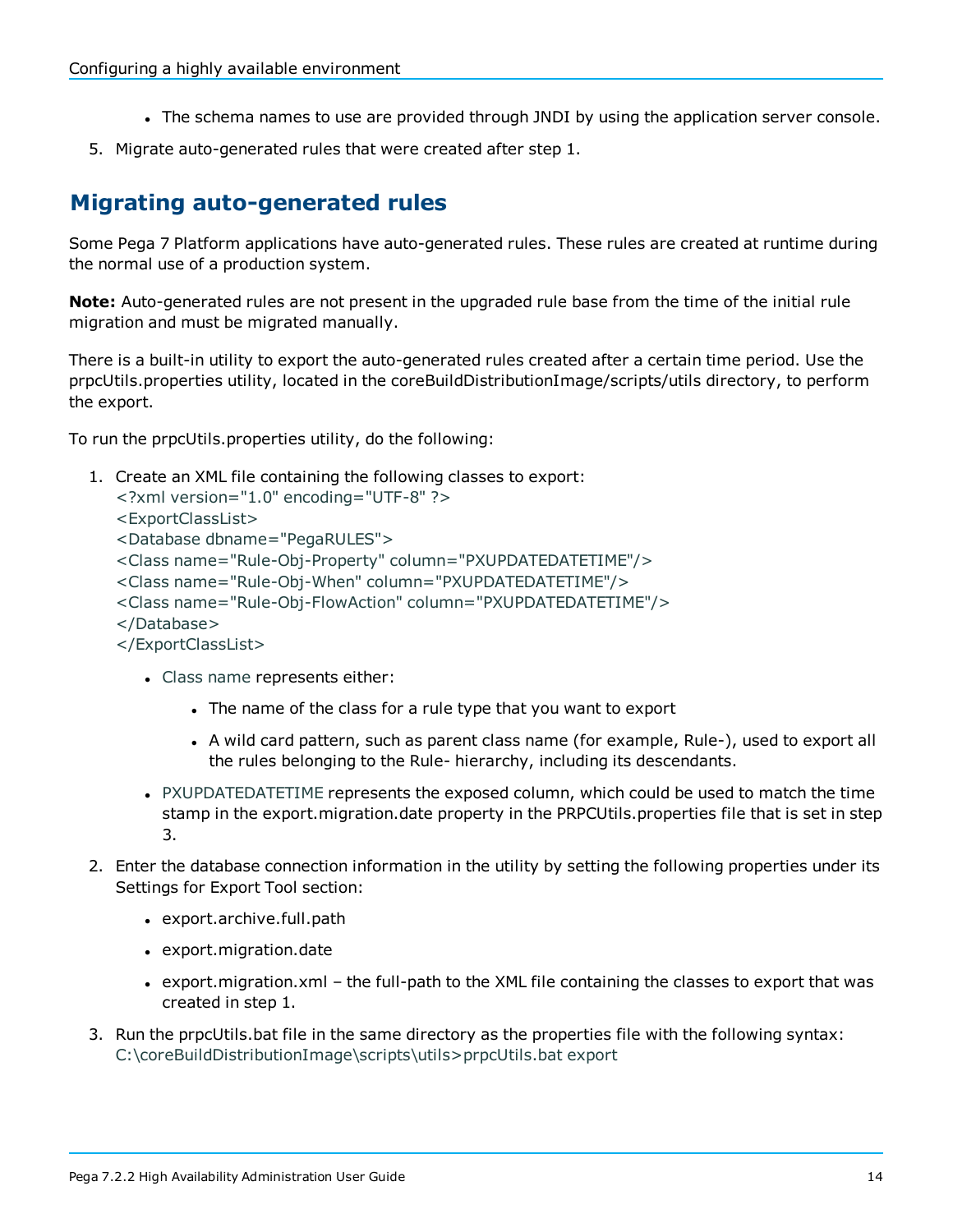- The schema names to use are provided through JNDI by using the application server console.

5. Migrate auto-generated rules that were created after step 1.

## Migrating auto-generated rules

Some Pega 7 Platform applications have auto-generated rules. These rules are created at runtime during the normal use of a production system.

**Note:** Auto-generated rules are not present in the upgraded rule base from the time of the initial rule migration and must be migrated manually.

There is a built-in utility to export the auto-generated rules created after a certain time period. Use the prpcUtils.properties utility, located in the coreBuildDistributionImage/scripts/utils directory, to perform the export.

To run the prpcUtils.properties utility, do the following:

1. Create an XML file containing the following classes to export:
   ```
   <?xml version="1.0" encoding="UTF-8" ?>
   <ExportClassList>
   <Database dbname="PegaRULES">
   <Class name="Rule-Obj-Property" column="PXUPDATEDATETIME"/>
   <Class name="Rule-Obj-When" column="PXUPDATEDATETIME"/>
   <Class name="Rule-Obj-FlowAction" column="PXUPDATEDATETIME"/>
   </Database>
   </ExportClassList>
   ```
   - Class name represents either:
     - The name of the class for a rule type that you want to export
     - A wild card pattern, such as parent class name (for example, Rule-), used to export all the rules belonging to the Rule- hierarchy, including its descendants.
   - PXUPDATEDATETIME represents the exposed column, which could be used to match the time stamp in the export.migration.date property in the PRPCUtils.properties file that is set in step 3.
2. Enter the database connection information in the utility by setting the following properties under its Settings for Export Tool section:
   - export.archive.full.path
   - export.migration.date
   - export.migration.xml – the full-path to the XML file containing the classes to export that was created in step 1.
3. Run the prpcUtils.bat file in the same directory as the properties file with the following syntax:
   ```
   C:\coreBuildDistributionImage\scripts\utils>prpcUtils.bat export
   ```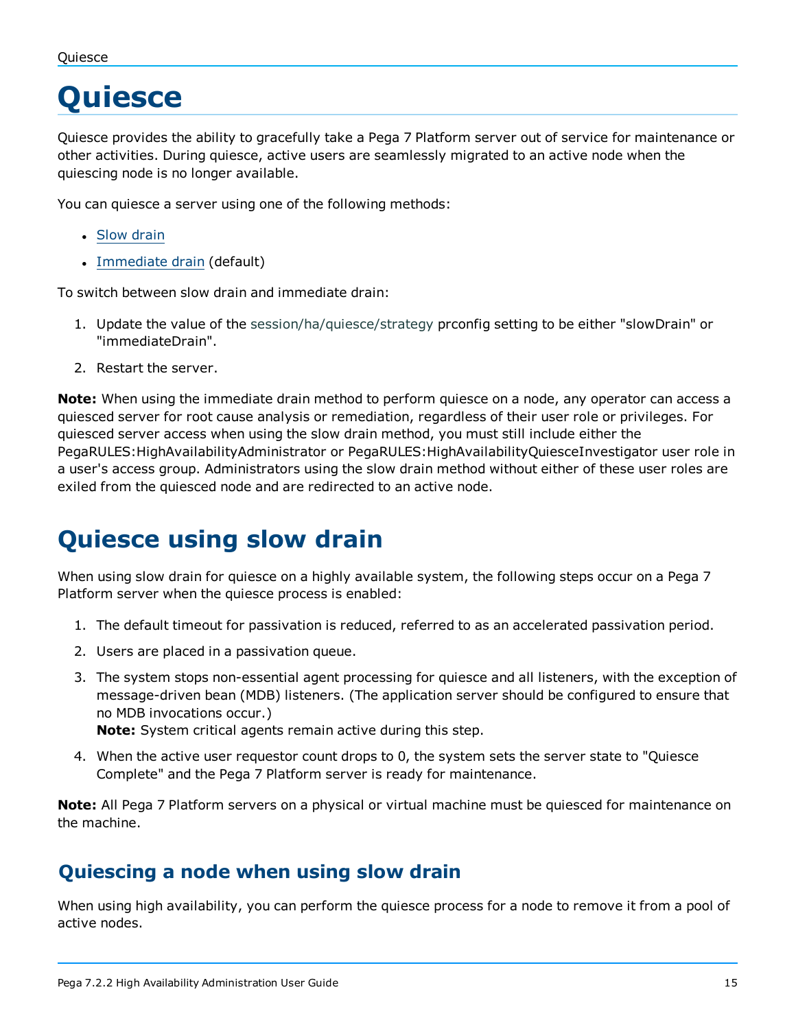# Quiesce

Quiesce provides the ability to gracefully take a Pega 7 Platform server out of service for maintenance or other activities. During quiesce, active users are seamlessly migrated to an active node when the quiescing node is no longer available.

You can quiesce a server using one of the following methods:

- Slow drain
- Immediate drain (default)

To switch between slow drain and immediate drain:

1. Update the value of the session/ha/quiesce/strategy prconfig setting to be either "slowDrain" or "immediateDrain".
2. Restart the server.

**Note:** When using the immediate drain method to perform quiesce on a node, any operator can access a quiesced server for root cause analysis or remediation, regardless of their user role or privileges. For quiesced server access when using the slow drain method, you must still include either the PegaRULES:HighAvailabilityAdministrator or PegaRULES:HighAvailabilityQuiesceInvestigator user role in a user's access group. Administrators using the slow drain method without either of these user roles are exiled from the quiesced node and are redirected to an active node.

# Quiesce using slow drain

When using slow drain for quiesce on a highly available system, the following steps occur on a Pega 7 Platform server when the quiesce process is enabled:

1. The default timeout for passivation is reduced, referred to as an accelerated passivation period.
2. Users are placed in a passivation queue.
3. The system stops non-essential agent processing for quiesce and all listeners, with the exception of message-driven bean (MDB) listeners. (The application server should be configured to ensure that no MDB invocations occur.)
   **Note:** System critical agents remain active during this step.
4. When the active user requestor count drops to 0, the system sets the server state to "Quiesce Complete" and the Pega 7 Platform server is ready for maintenance.

**Note:** All Pega 7 Platform servers on a physical or virtual machine must be quiesced for maintenance on the machine.

## Quiescing a node when using slow drain

When using high availability, you can perform the quiesce process for a node to remove it from a pool of active nodes.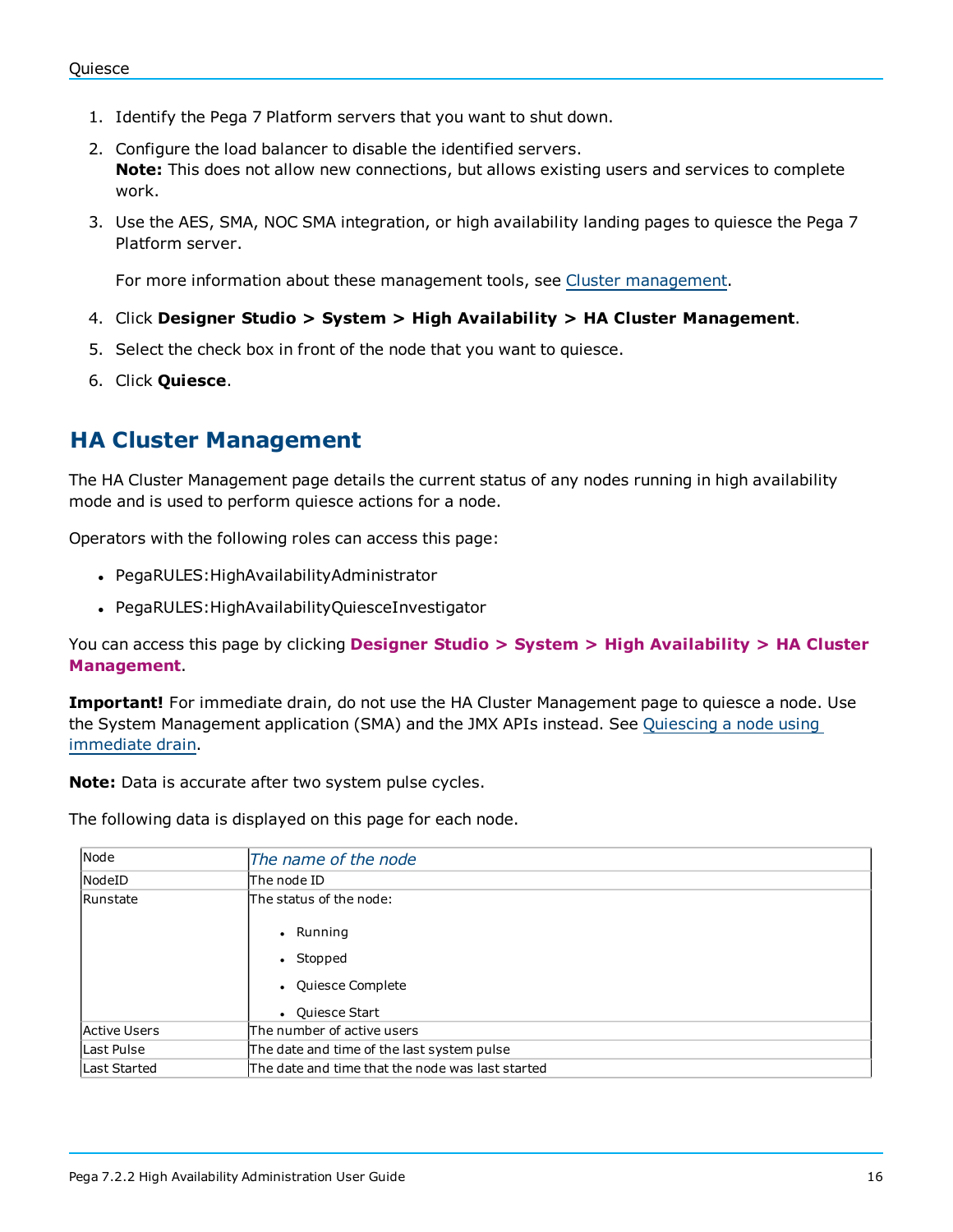1. Identify the Pega 7 Platform servers that you want to shut down.
2. Configure the load balancer to disable the identified servers.
   **Note:** This does not allow new connections, but allows existing users and services to complete work.
3. Use the AES, SMA, NOC SMA integration, or high availability landing pages to quiesce the Pega 7 Platform server.

   For more information about these management tools, see Cluster management.
4. Click **Designer Studio > System > High Availability > HA Cluster Management**.
5. Select the check box in front of the node that you want to quiesce.
6. Click **Quiesce**.

## HA Cluster Management

The HA Cluster Management page details the current status of any nodes running in high availability mode and is used to perform quiesce actions for a node.

Operators with the following roles can access this page:

- PegaRULES:HighAvailabilityAdministrator
- PegaRULES:HighAvailabilityQuiesceInvestigator

You can access this page by clicking **Designer Studio > System > High Availability > HA Cluster Management**.

**Important!** For immediate drain, do not use the HA Cluster Management page to quiesce a node. Use the System Management application (SMA) and the JMX APIs instead. See Quiescing a node using immediate drain.

**Note:** Data is accurate after two system pulse cycles.

The following data is displayed on this page for each node.

| Node | *The name of the node* |
|---|---|
| NodeID | The node ID |
| Runstate | The status of the node:<br>• Running<br>• Stopped<br>• Quiesce Complete<br>• Quiesce Start |
| Active Users | The number of active users |
| Last Pulse | The date and time of the last system pulse |
| Last Started | The date and time that the node was last started |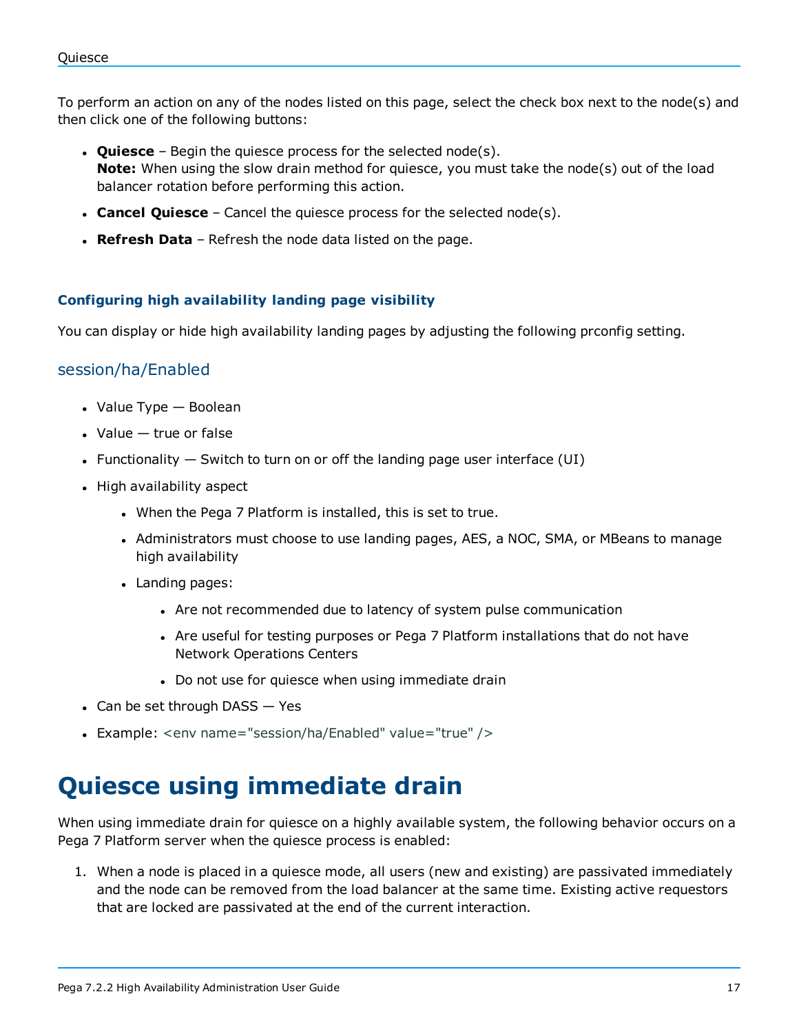To perform an action on any of the nodes listed on this page, select the check box next to the node(s) and then click one of the following buttons:

- **Quiesce** – Begin the quiesce process for the selected node(s).
  **Note:** When using the slow drain method for quiesce, you must take the node(s) out of the load balancer rotation before performing this action.
- **Cancel Quiesce** – Cancel the quiesce process for the selected node(s).
- **Refresh Data** – Refresh the node data listed on the page.

#### Configuring high availability landing page visibility

You can display or hide high availability landing pages by adjusting the following prconfig setting.

### session/ha/Enabled

- Value Type — Boolean
- Value — true or false
- Functionality — Switch to turn on or off the landing page user interface (UI)
- High availability aspect
  - When the Pega 7 Platform is installed, this is set to true.
  - Administrators must choose to use landing pages, AES, a NOC, SMA, or MBeans to manage high availability
  - Landing pages:
    - Are not recommended due to latency of system pulse communication
    - Are useful for testing purposes or Pega 7 Platform installations that do not have Network Operations Centers
    - Do not use for quiesce when using immediate drain
- Can be set through DASS — Yes
- Example: `<env name="session/ha/Enabled" value="true" />`

# Quiesce using immediate drain

When using immediate drain for quiesce on a highly available system, the following behavior occurs on a Pega 7 Platform server when the quiesce process is enabled:

1. When a node is placed in a quiesce mode, all users (new and existing) are passivated immediately and the node can be removed from the load balancer at the same time. Existing active requestors that are locked are passivated at the end of the current interaction.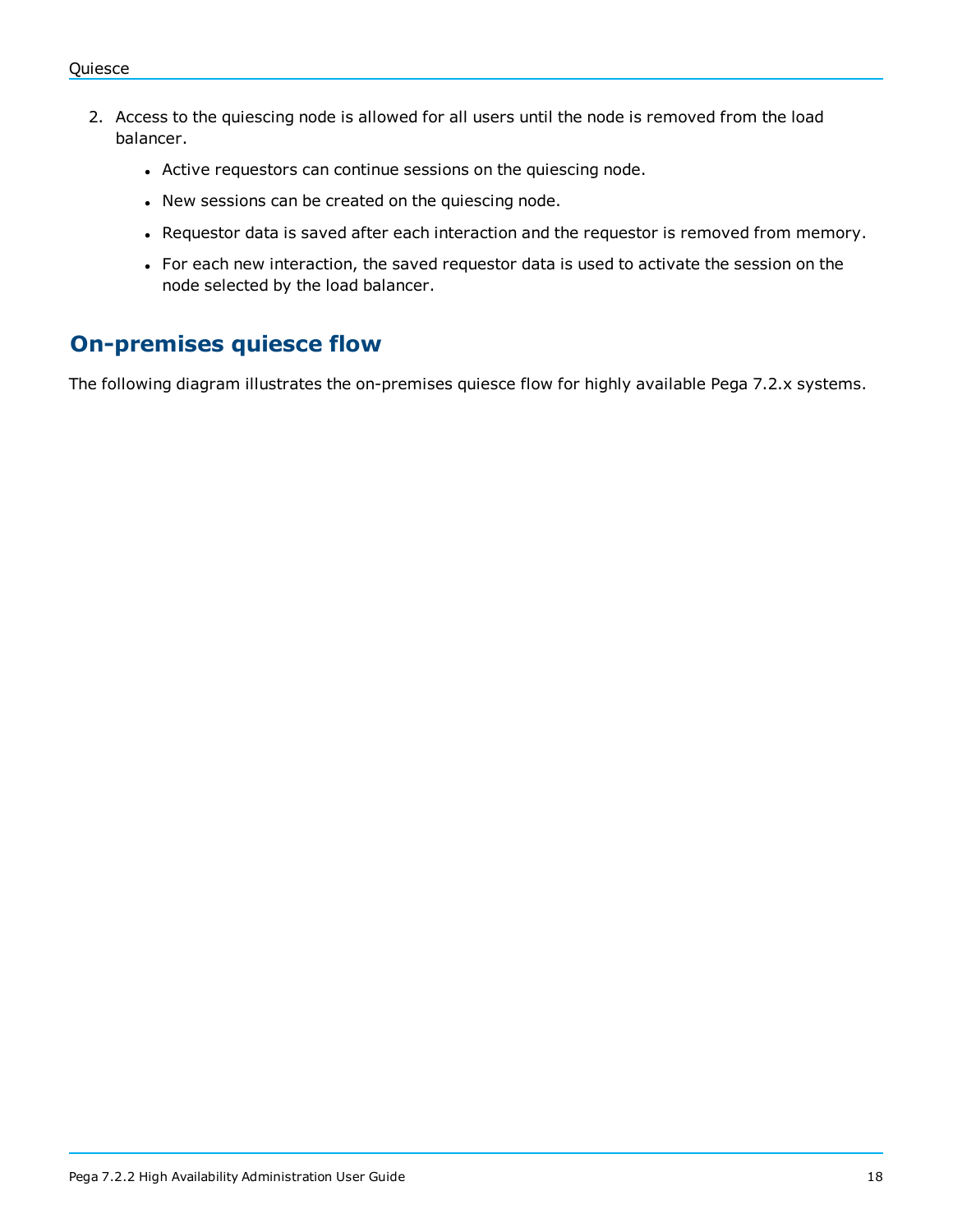2. Access to the quiescing node is allowed for all users until the node is removed from the load balancer.
   - Active requestors can continue sessions on the quiescing node.
   - New sessions can be created on the quiescing node.
   - Requestor data is saved after each interaction and the requestor is removed from memory.
   - For each new interaction, the saved requestor data is used to activate the session on the node selected by the load balancer.

## On-premises quiesce flow

The following diagram illustrates the on-premises quiesce flow for highly available Pega 7.2.x systems.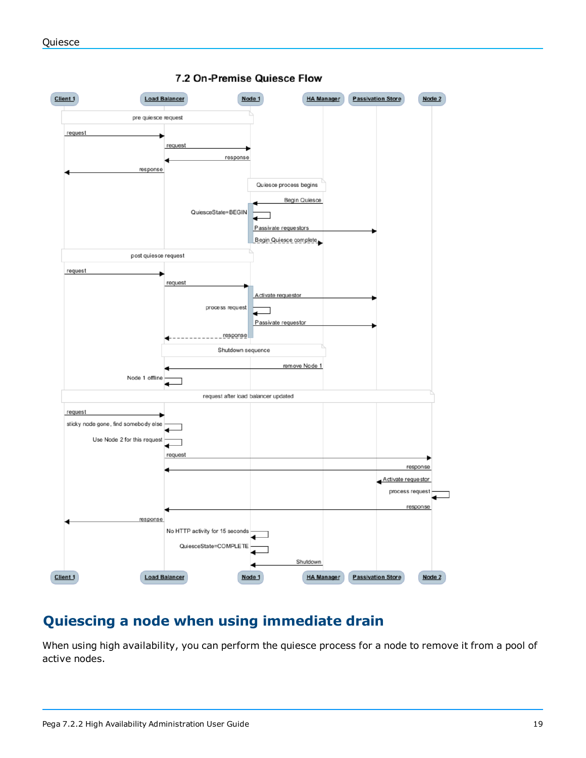7.2 On-Premise Quiesce Flow

| Client 1 | Load Balancer | Node 1 | HA Manager | Passivation Store | Node 2 |
| --- | --- | --- | --- | --- | --- |

**pre quiesce request**

- Client 1 → Load Balancer: request
- Load Balancer → Node 1: request
- Node 1 → Load Balancer: response
- Load Balancer → Client 1: response

**Quiesce process begins**

- HA Manager → Node 1: Begin Quiesce
- Node 1 → Node 1: QuiesceState=BEGIN
- Node 1 → Passivation Store: Passivate requestors
- Node 1 → HA Manager: Begin Quiesce complete

**post quiesce request**

- Client 1 → Load Balancer: request
- Load Balancer → Node 1: request
- Node 1 → Passivation Store: Activate requestor
- Node 1 → Node 1: process request
- Node 1 → Passivation Store: Passivate requestor
- Node 1 → Load Balancer: response

**Shutdown sequence**

- HA Manager → Load Balancer: remove Node 1
- Load Balancer → Load Balancer: Node 1 offline

**request after load balancer updated**

- Client 1 → Load Balancer: request
- Load Balancer → Load Balancer: sticky node gone, find somebody else
- Load Balancer → Load Balancer: Use Node 2 for this request
- Load Balancer → Node 2: request
- Node 2 → Load Balancer: response
- Node 2 → Passivation Store: Activate requestor
- Node 2 → Node 2: process request
- Node 2 → Load Balancer: response
- Load Balancer → Client 1: response
- Node 1 → Node 1: No HTTP activity for 15 seconds
- Node 1 → Node 1: QuiesceState=COMPLETE
- HA Manager → Node 1: Shutdown

## Quiescing a node when using immediate drain

When using high availability, you can perform the quiesce process for a node to remove it from a pool of active nodes.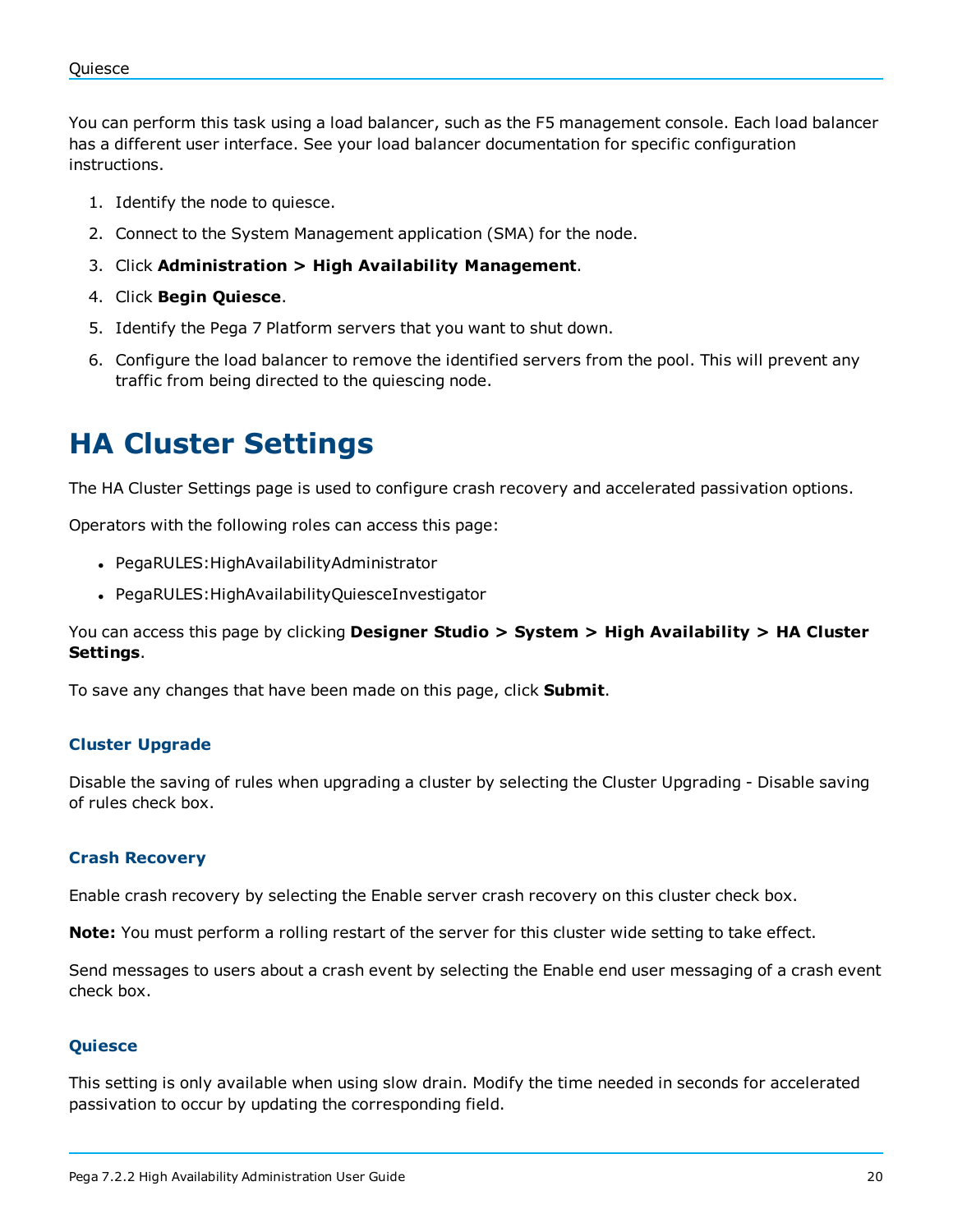You can perform this task using a load balancer, such as the F5 management console. Each load balancer has a different user interface. See your load balancer documentation for specific configuration instructions.

1. Identify the node to quiesce.
2. Connect to the System Management application (SMA) for the node.
3. Click **Administration > High Availability Management**.
4. Click **Begin Quiesce**.
5. Identify the Pega 7 Platform servers that you want to shut down.
6. Configure the load balancer to remove the identified servers from the pool. This will prevent any traffic from being directed to the quiescing node.

# HA Cluster Settings

The HA Cluster Settings page is used to configure crash recovery and accelerated passivation options.

Operators with the following roles can access this page:

- PegaRULES:HighAvailabilityAdministrator
- PegaRULES:HighAvailabilityQuiesceInvestigator

You can access this page by clicking **Designer Studio > System > High Availability > HA Cluster Settings**.

To save any changes that have been made on this page, click **Submit**.

### Cluster Upgrade

Disable the saving of rules when upgrading a cluster by selecting the Cluster Upgrading - Disable saving of rules check box.

### Crash Recovery

Enable crash recovery by selecting the Enable server crash recovery on this cluster check box.

**Note:** You must perform a rolling restart of the server for this cluster wide setting to take effect.

Send messages to users about a crash event by selecting the Enable end user messaging of a crash event check box.

### Quiesce

This setting is only available when using slow drain. Modify the time needed in seconds for accelerated passivation to occur by updating the corresponding field.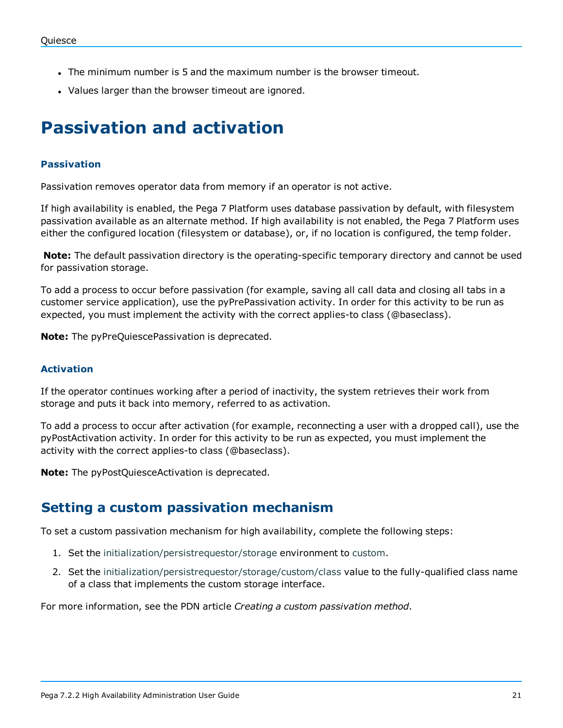- The minimum number is 5 and the maximum number is the browser timeout.
- Values larger than the browser timeout are ignored.

# Passivation and activation

### Passivation

Passivation removes operator data from memory if an operator is not active.

If high availability is enabled, the Pega 7 Platform uses database passivation by default, with filesystem passivation available as an alternate method. If high availability is not enabled, the Pega 7 Platform uses either the configured location (filesystem or database), or, if no location is configured, the temp folder.

**Note:** The default passivation directory is the operating-specific temporary directory and cannot be used for passivation storage.

To add a process to occur before passivation (for example, saving all call data and closing all tabs in a customer service application), use the pyPrePassivation activity. In order for this activity to be run as expected, you must implement the activity with the correct applies-to class (@baseclass).

**Note:** The pyPreQuiescePassivation is deprecated.

### Activation

If the operator continues working after a period of inactivity, the system retrieves their work from storage and puts it back into memory, referred to as activation.

To add a process to occur after activation (for example, reconnecting a user with a dropped call), use the pyPostActivation activity. In order for this activity to be run as expected, you must implement the activity with the correct applies-to class (@baseclass).

**Note:** The pyPostQuiesceActivation is deprecated.

## Setting a custom passivation mechanism

To set a custom passivation mechanism for high availability, complete the following steps:

1. Set the initialization/persistrequestor/storage environment to custom.
2. Set the initialization/persistrequestor/storage/custom/class value to the fully-qualified class name of a class that implements the custom storage interface.

For more information, see the PDN article *Creating a custom passivation method*.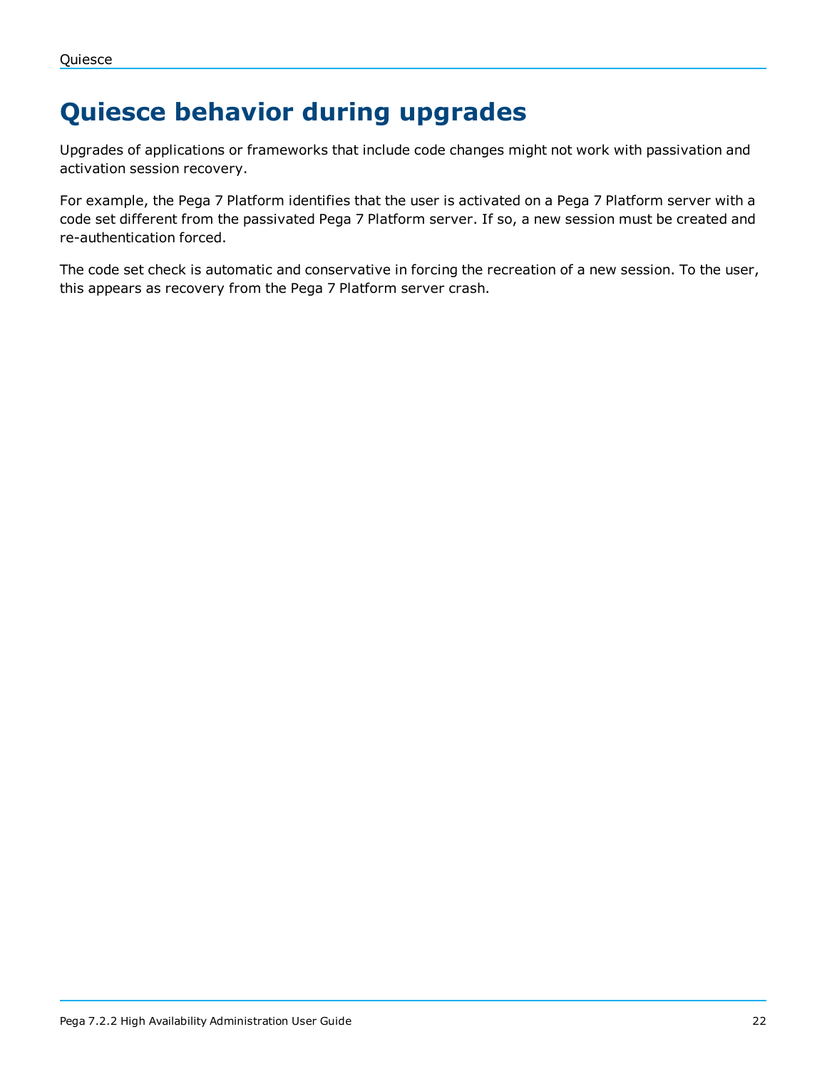# Quiesce behavior during upgrades

Upgrades of applications or frameworks that include code changes might not work with passivation and activation session recovery.

For example, the Pega 7 Platform identifies that the user is activated on a Pega 7 Platform server with a code set different from the passivated Pega 7 Platform server. If so, a new session must be created and re-authentication forced.

The code set check is automatic and conservative in forcing the recreation of a new session. To the user, this appears as recovery from the Pega 7 Platform server crash.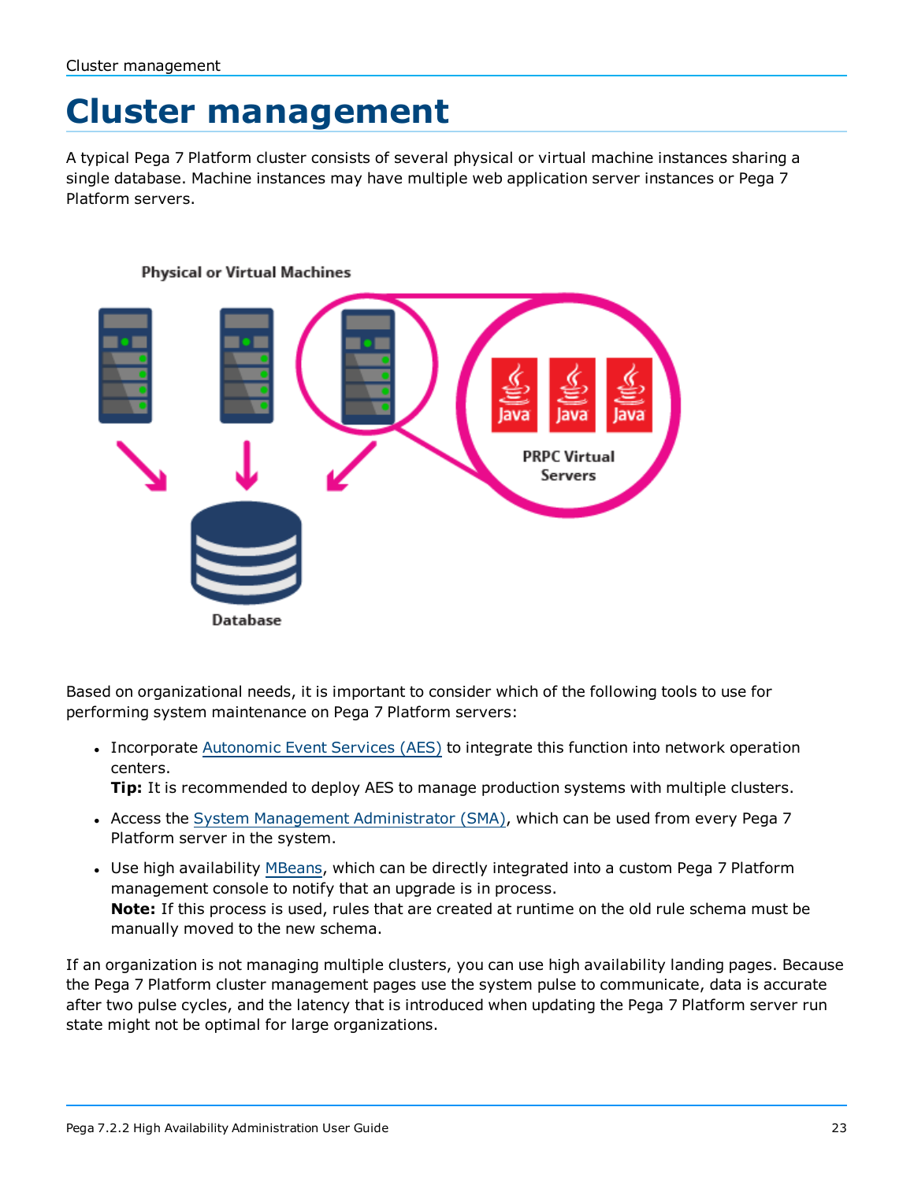# Cluster management

A typical Pega 7 Platform cluster consists of several physical or virtual machine instances sharing a single database. Machine instances may have multiple web application server instances or Pega 7 Platform servers.

Based on organizational needs, it is important to consider which of the following tools to use for performing system maintenance on Pega 7 Platform servers:

- Incorporate Autonomic Event Services (AES) to integrate this function into network operation centers.
  **Tip:** It is recommended to deploy AES to manage production systems with multiple clusters.
- Access the System Management Administrator (SMA), which can be used from every Pega 7 Platform server in the system.
- Use high availability MBeans, which can be directly integrated into a custom Pega 7 Platform management console to notify that an upgrade is in process.
  **Note:** If this process is used, rules that are created at runtime on the old rule schema must be manually moved to the new schema.

If an organization is not managing multiple clusters, you can use high availability landing pages. Because the Pega 7 Platform cluster management pages use the system pulse to communicate, data is accurate after two pulse cycles, and the latency that is introduced when updating the Pega 7 Platform server run state might not be optimal for large organizations.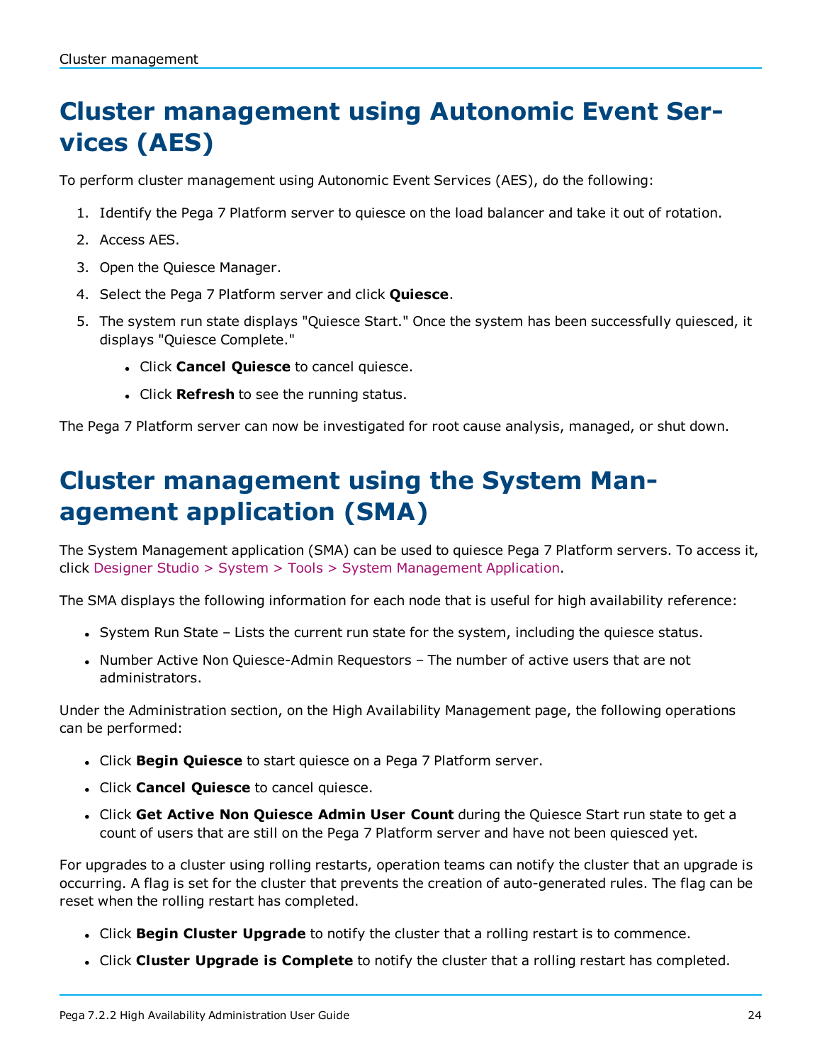# Cluster management using Autonomic Event Services (AES)

To perform cluster management using Autonomic Event Services (AES), do the following:

1. Identify the Pega 7 Platform server to quiesce on the load balancer and take it out of rotation.
2. Access AES.
3. Open the Quiesce Manager.
4. Select the Pega 7 Platform server and click **Quiesce**.
5. The system run state displays "Quiesce Start." Once the system has been successfully quiesced, it displays "Quiesce Complete."
   - Click **Cancel Quiesce** to cancel quiesce.
   - Click **Refresh** to see the running status.

The Pega 7 Platform server can now be investigated for root cause analysis, managed, or shut down.

# Cluster management using the System Management application (SMA)

The System Management application (SMA) can be used to quiesce Pega 7 Platform servers. To access it, click Designer Studio > System > Tools > System Management Application.

The SMA displays the following information for each node that is useful for high availability reference:

- System Run State – Lists the current run state for the system, including the quiesce status.
- Number Active Non Quiesce-Admin Requestors – The number of active users that are not administrators.

Under the Administration section, on the High Availability Management page, the following operations can be performed:

- Click **Begin Quiesce** to start quiesce on a Pega 7 Platform server.
- Click **Cancel Quiesce** to cancel quiesce.
- Click **Get Active Non Quiesce Admin User Count** during the Quiesce Start run state to get a count of users that are still on the Pega 7 Platform server and have not been quiesced yet.

For upgrades to a cluster using rolling restarts, operation teams can notify the cluster that an upgrade is occurring. A flag is set for the cluster that prevents the creation of auto-generated rules. The flag can be reset when the rolling restart has completed.

- Click **Begin Cluster Upgrade** to notify the cluster that a rolling restart is to commence.
- Click **Cluster Upgrade is Complete** to notify the cluster that a rolling restart has completed.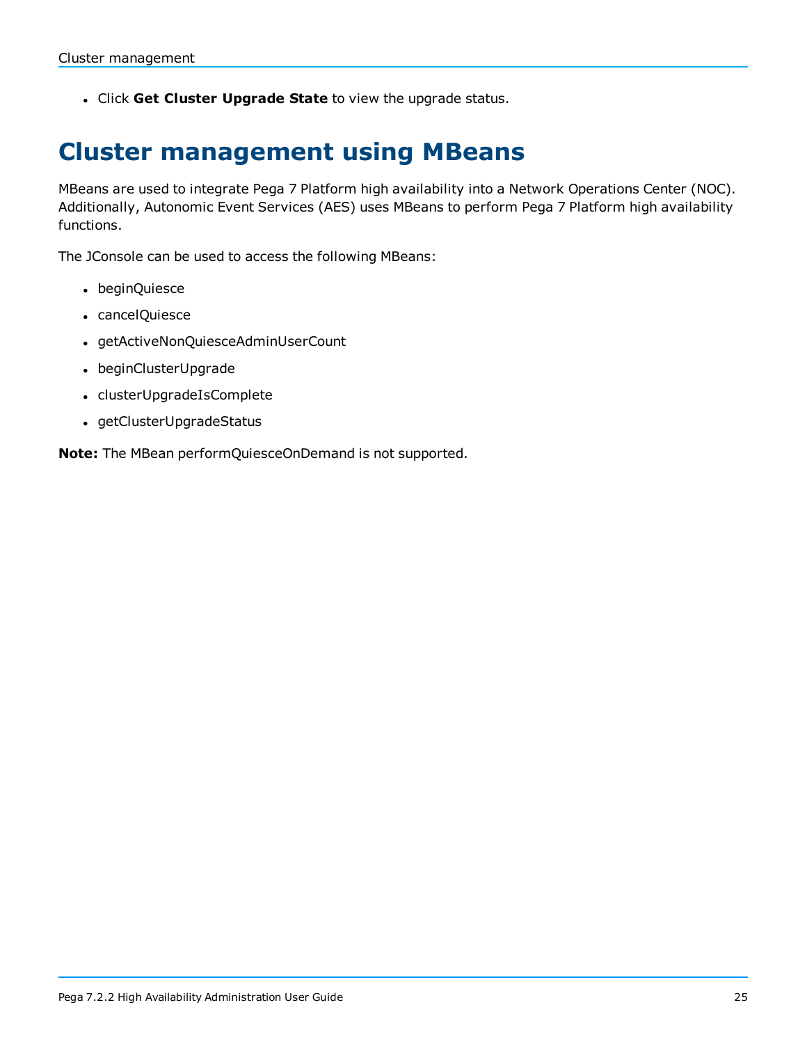- Click **Get Cluster Upgrade State** to view the upgrade status.

# Cluster management using MBeans

MBeans are used to integrate Pega 7 Platform high availability into a Network Operations Center (NOC). Additionally, Autonomic Event Services (AES) uses MBeans to perform Pega 7 Platform high availability functions.

The JConsole can be used to access the following MBeans:

- beginQuiesce
- cancelQuiesce
- getActiveNonQuiesceAdminUserCount
- beginClusterUpgrade
- clusterUpgradeIsComplete
- getClusterUpgradeStatus

**Note:** The MBean performQuiesceOnDemand is not supported.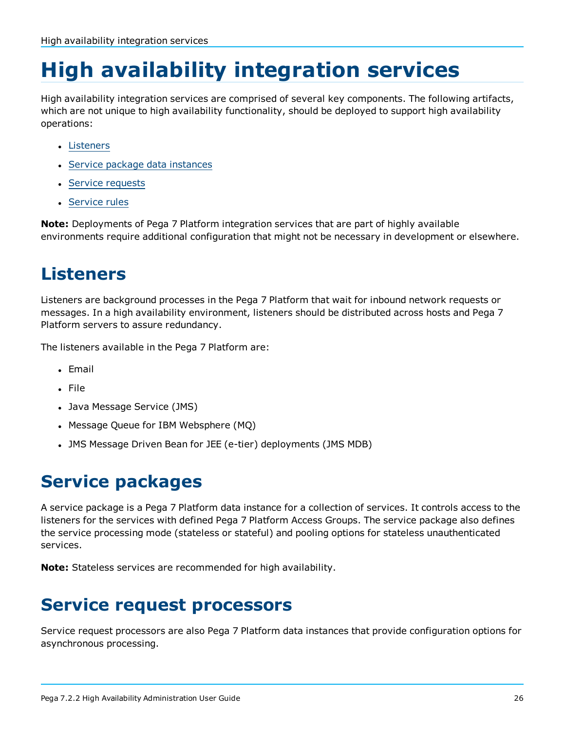# High availability integration services

High availability integration services are comprised of several key components. The following artifacts, which are not unique to high availability functionality, should be deployed to support high availability operations:

- Listeners
- Service package data instances
- Service requests
- Service rules

**Note:** Deployments of Pega 7 Platform integration services that are part of highly available environments require additional configuration that might not be necessary in development or elsewhere.

## Listeners

Listeners are background processes in the Pega 7 Platform that wait for inbound network requests or messages. In a high availability environment, listeners should be distributed across hosts and Pega 7 Platform servers to assure redundancy.

The listeners available in the Pega 7 Platform are:

- Email
- File
- Java Message Service (JMS)
- Message Queue for IBM Websphere (MQ)
- JMS Message Driven Bean for JEE (e-tier) deployments (JMS MDB)

## Service packages

A service package is a Pega 7 Platform data instance for a collection of services. It controls access to the listeners for the services with defined Pega 7 Platform Access Groups. The service package also defines the service processing mode (stateless or stateful) and pooling options for stateless unauthenticated services.

**Note:** Stateless services are recommended for high availability.

## Service request processors

Service request processors are also Pega 7 Platform data instances that provide configuration options for asynchronous processing.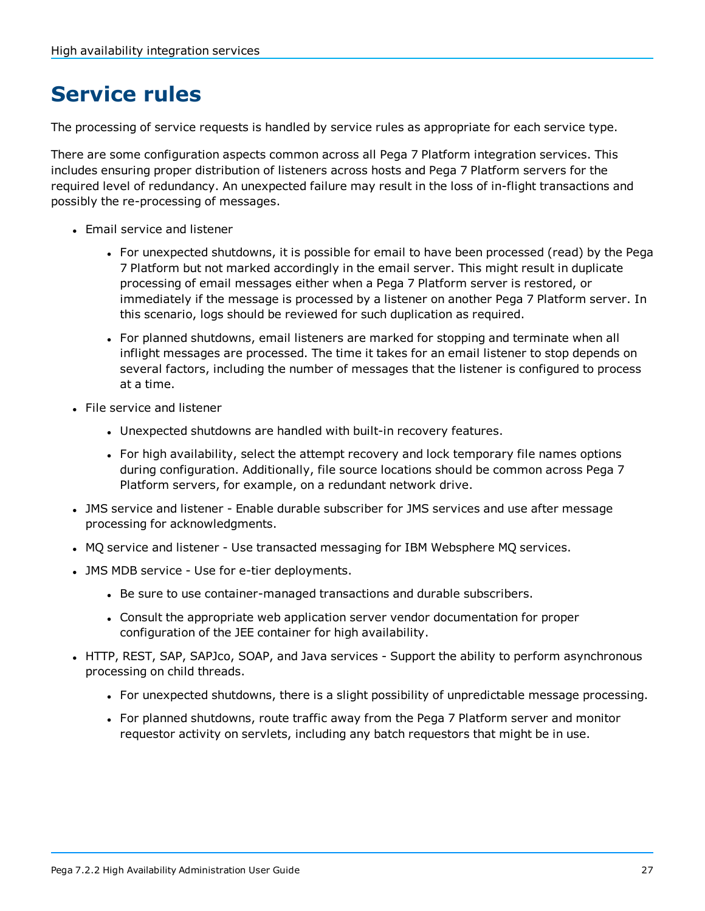# Service rules

The processing of service requests is handled by service rules as appropriate for each service type.

There are some configuration aspects common across all Pega 7 Platform integration services. This includes ensuring proper distribution of listeners across hosts and Pega 7 Platform servers for the required level of redundancy. An unexpected failure may result in the loss of in-flight transactions and possibly the re-processing of messages.

- Email service and listener
  - For unexpected shutdowns, it is possible for email to have been processed (read) by the Pega 7 Platform but not marked accordingly in the email server. This might result in duplicate processing of email messages either when a Pega 7 Platform server is restored, or immediately if the message is processed by a listener on another Pega 7 Platform server. In this scenario, logs should be reviewed for such duplication as required.
  - For planned shutdowns, email listeners are marked for stopping and terminate when all inflight messages are processed. The time it takes for an email listener to stop depends on several factors, including the number of messages that the listener is configured to process at a time.
- File service and listener
  - Unexpected shutdowns are handled with built-in recovery features.
  - For high availability, select the attempt recovery and lock temporary file names options during configuration. Additionally, file source locations should be common across Pega 7 Platform servers, for example, on a redundant network drive.
- JMS service and listener - Enable durable subscriber for JMS services and use after message processing for acknowledgments.
- MQ service and listener - Use transacted messaging for IBM Websphere MQ services.
- JMS MDB service - Use for e-tier deployments.
  - Be sure to use container-managed transactions and durable subscribers.
  - Consult the appropriate web application server vendor documentation for proper configuration of the JEE container for high availability.
- HTTP, REST, SAP, SAPJco, SOAP, and Java services - Support the ability to perform asynchronous processing on child threads.
  - For unexpected shutdowns, there is a slight possibility of unpredictable message processing.
  - For planned shutdowns, route traffic away from the Pega 7 Platform server and monitor requestor activity on servlets, including any batch requestors that might be in use.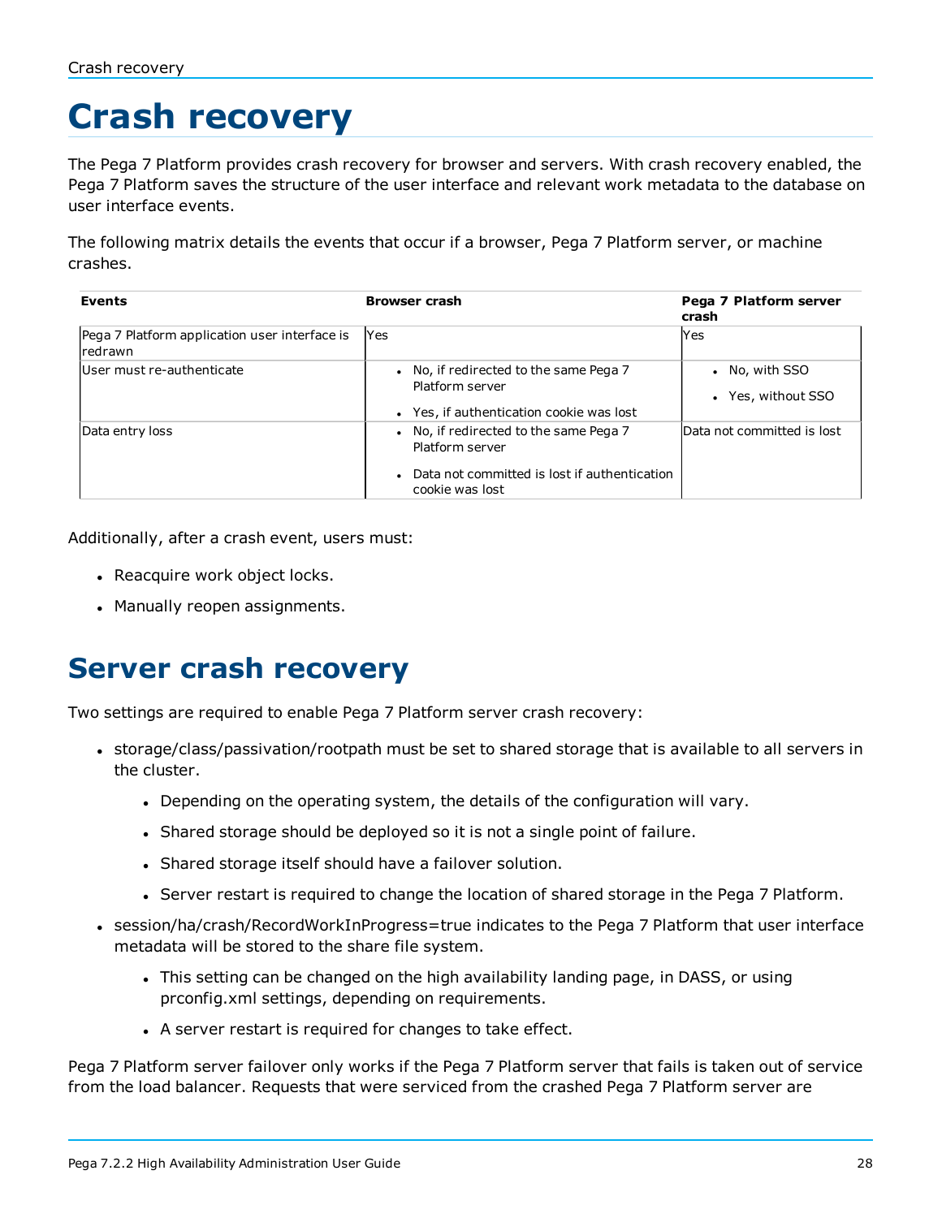# Crash recovery

The Pega 7 Platform provides crash recovery for browser and servers. With crash recovery enabled, the Pega 7 Platform saves the structure of the user interface and relevant work metadata to the database on user interface events.

The following matrix details the events that occur if a browser, Pega 7 Platform server, or machine crashes.

| Events | Browser crash | Pega 7 Platform server crash |
|---|---|---|
| Pega 7 Platform application user interface is redrawn | Yes | Yes |
| User must re-authenticate | • No, if redirected to the same Pega 7 Platform server<br>• Yes, if authentication cookie was lost | • No, with SSO<br>• Yes, without SSO |
| Data entry loss | • No, if redirected to the same Pega 7 Platform server<br>• Data not committed is lost if authentication cookie was lost | Data not committed is lost |

Additionally, after a crash event, users must:

- Reacquire work object locks.
- Manually reopen assignments.

## Server crash recovery

Two settings are required to enable Pega 7 Platform server crash recovery:

- storage/class/passivation/rootpath must be set to shared storage that is available to all servers in the cluster.
  - Depending on the operating system, the details of the configuration will vary.
  - Shared storage should be deployed so it is not a single point of failure.
  - Shared storage itself should have a failover solution.
  - Server restart is required to change the location of shared storage in the Pega 7 Platform.
- session/ha/crash/RecordWorkInProgress=true indicates to the Pega 7 Platform that user interface metadata will be stored to the share file system.
  - This setting can be changed on the high availability landing page, in DASS, or using prconfig.xml settings, depending on requirements.
  - A server restart is required for changes to take effect.

Pega 7 Platform server failover only works if the Pega 7 Platform server that fails is taken out of service from the load balancer. Requests that were serviced from the crashed Pega 7 Platform server are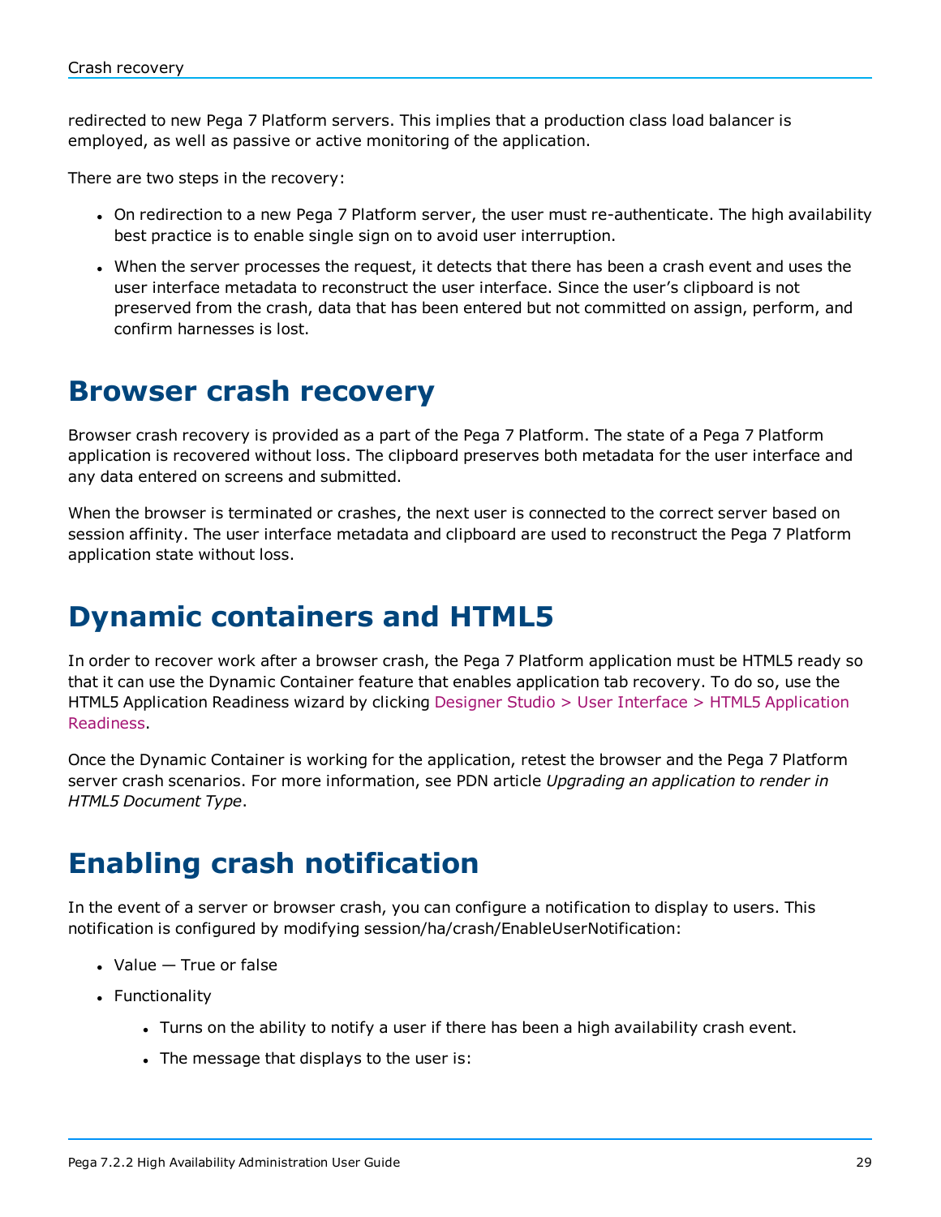redirected to new Pega 7 Platform servers. This implies that a production class load balancer is employed, as well as passive or active monitoring of the application.

There are two steps in the recovery:

- On redirection to a new Pega 7 Platform server, the user must re-authenticate. The high availability best practice is to enable single sign on to avoid user interruption.
- When the server processes the request, it detects that there has been a crash event and uses the user interface metadata to reconstruct the user interface. Since the user's clipboard is not preserved from the crash, data that has been entered but not committed on assign, perform, and confirm harnesses is lost.

# Browser crash recovery

Browser crash recovery is provided as a part of the Pega 7 Platform. The state of a Pega 7 Platform application is recovered without loss. The clipboard preserves both metadata for the user interface and any data entered on screens and submitted.

When the browser is terminated or crashes, the next user is connected to the correct server based on session affinity. The user interface metadata and clipboard are used to reconstruct the Pega 7 Platform application state without loss.

# Dynamic containers and HTML5

In order to recover work after a browser crash, the Pega 7 Platform application must be HTML5 ready so that it can use the Dynamic Container feature that enables application tab recovery. To do so, use the HTML5 Application Readiness wizard by clicking Designer Studio > User Interface > HTML5 Application Readiness.

Once the Dynamic Container is working for the application, retest the browser and the Pega 7 Platform server crash scenarios. For more information, see PDN article *Upgrading an application to render in HTML5 Document Type*.

# Enabling crash notification

In the event of a server or browser crash, you can configure a notification to display to users. This notification is configured by modifying session/ha/crash/EnableUserNotification:

- Value — True or false
- Functionality
  - Turns on the ability to notify a user if there has been a high availability crash event.
  - The message that displays to the user is: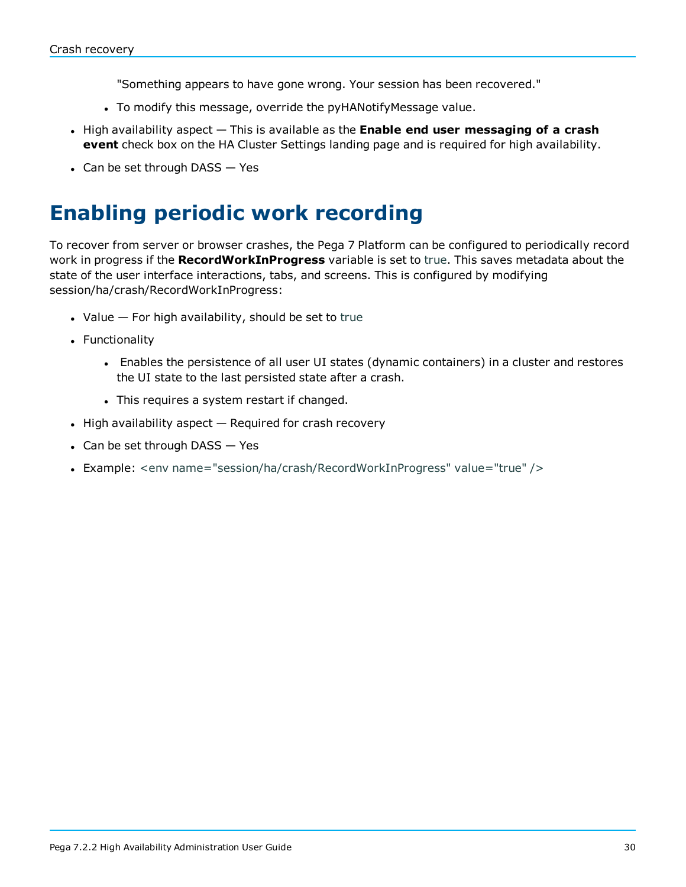"Something appears to have gone wrong. Your session has been recovered."

- To modify this message, override the pyHANotifyMessage value.

- High availability aspect — This is available as the **Enable end user messaging of a crash event** check box on the HA Cluster Settings landing page and is required for high availability.
- Can be set through DASS — Yes

# Enabling periodic work recording

To recover from server or browser crashes, the Pega 7 Platform can be configured to periodically record work in progress if the **RecordWorkInProgress** variable is set to true. This saves metadata about the state of the user interface interactions, tabs, and screens. This is configured by modifying session/ha/crash/RecordWorkInProgress:

- Value — For high availability, should be set to true
- Functionality
  - Enables the persistence of all user UI states (dynamic containers) in a cluster and restores the UI state to the last persisted state after a crash.
  - This requires a system restart if changed.
- High availability aspect — Required for crash recovery
- Can be set through DASS — Yes
- Example: `<env name="session/ha/crash/RecordWorkInProgress" value="true" />`